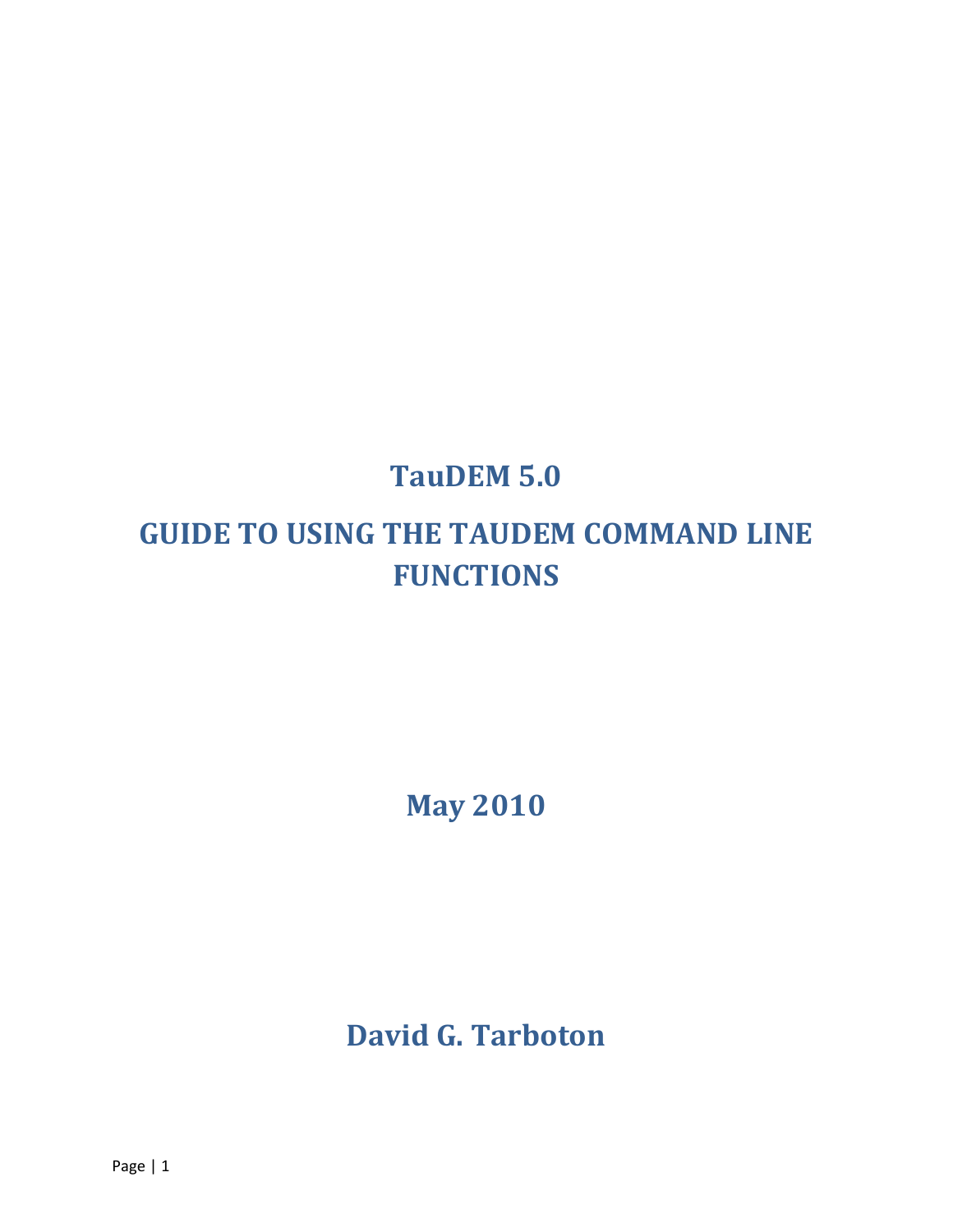# TauDEM 5.0

# GUIDE TO USING THE TAUDEM COMMAND LINE FUNCTIONS

**May 2010**

**David G. Tarboton**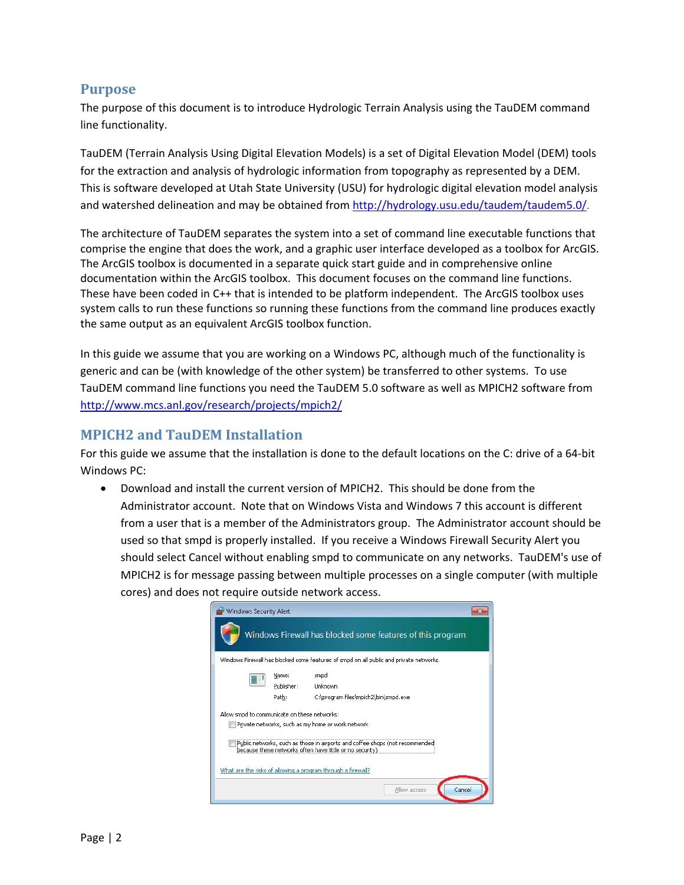## Purpose

The purpose of this document is to introduce Hydrologic Terrain Analysis using the TauDEM command line functionality.

TauDEM (Terrain Analysis Using Digital Elevation Models) is a set of Digital Elevation Model (DEM) tools for the extraction and analysis of hydrologic information from topography as represented by a DEM. This is software developed at Utah State University (USU) for hydrologic digital elevation model analysis and watershed delineation and may be obtained from http://hydrology.usu.edu/taudem/taudem5.0/.

The architecture of TauDEM separates the system into a set of command line executable functions that comprise the engine that does the work, and a graphic user interface developed as a toolbox for ArcGIS. The ArcGIS toolbox is documented in a separate quick start guide and in comprehensive online documentation within the ArcGIS toolbox. This document focuses on the command line functions. These have been coded in C++ that is intended to be platform independent. The ArcGIS toolbox uses system calls to run these functions so running these functions from the command line produces exactly the same output as an equivalent ArcGIS toolbox function.

In this guide we assume that you are working on a Windows PC, although much of the functionality is generic and can be (with knowledge of the other system) be transferred to other systems. To use TauDEM command line functions you need the TauDEM 5.0 software as well as MPICH2 software from http://www.mcs.anl.gov/research/projects/mpich2/

## MPICH2 and TauDEM Installation

For this guide we assume that the installation is done to the default locations on the C: drive of a 64-bit Windows PC:

- Download and install the current version of MPICH2. This should be done from the Administrator account. Note that on Windows Vista and Windows 7 this account is different from a user that is a member of the Administrators group. The Administrator account should be used so that smpd is properly installed. If you receive a Windows Firewall Security Alert you should select Cancel without enabling smpd to communicate on any networks. TauDEM's use of MPICH2 is for message passing between multiple processes on a single computer (with multiple cores) and does not require outside network access.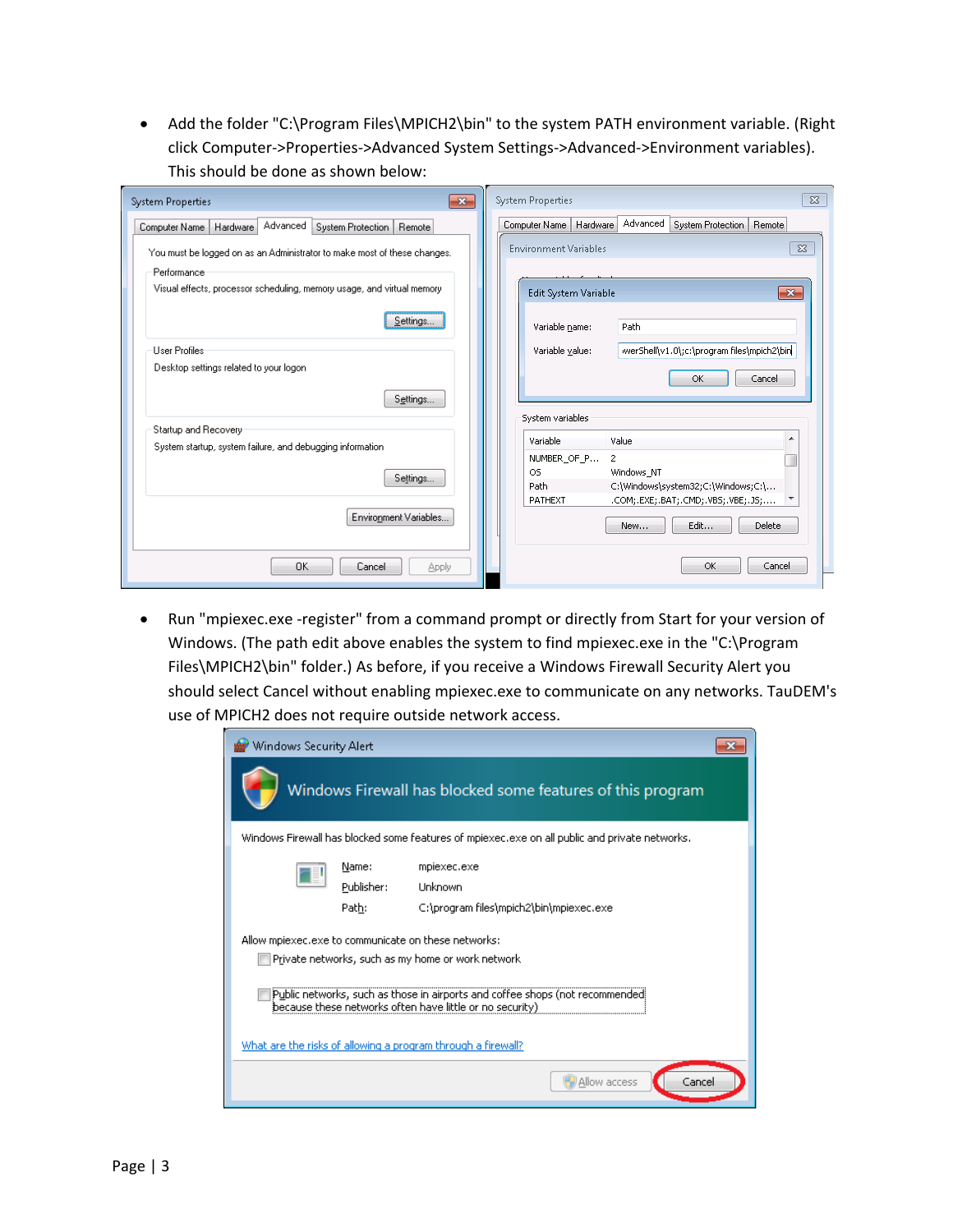- Add the folder "C:\Program Files\MPICH2\bin" to the system PATH environment variable. (Right click Computer->Properties->Advanced System Settings->Advanced->Environment variables). This should be done as shown below:

- Run "mpiexec.exe -register" from a command prompt or directly from Start for your version of Windows. (The path edit above enables the system to find mpiexec.exe in the "C:\Program Files\MPICH2\bin" folder.) As before, if you receive a Windows Firewall Security Alert you should select Cancel without enabling mpiexec.exe to communicate on any networks. TauDEM's use of MPICH2 does not require outside network access.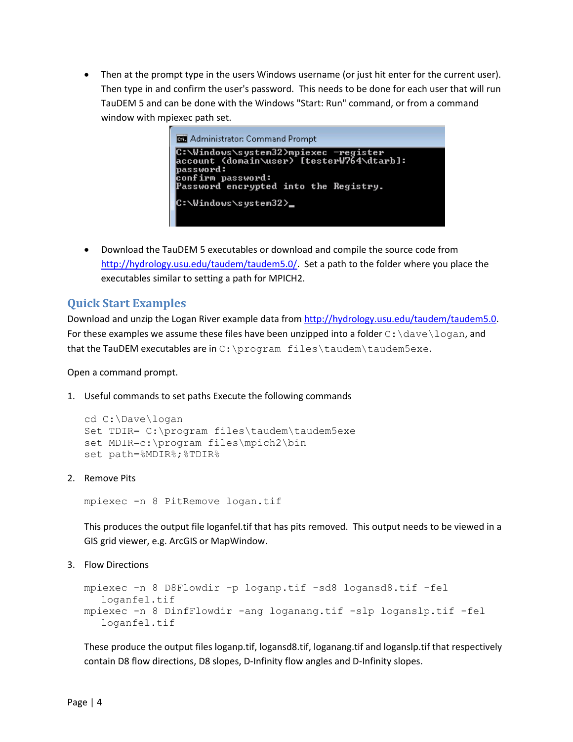- Then at the prompt type in the users Windows username (or just hit enter for the current user). Then type in and confirm the user's password. This needs to be done for each user that will run TauDEM 5 and can be done with the Windows "Start: Run" command, or from a command window with mpiexec path set.

```
Administrator: Command Prompt
C:\Windows\system32>mpiexec -register
account (domain\user) [testerW764\dtarb]:
password:
confirm password:
Password encrypted into the Registry.

C:\Windows\system32>_
```

- Download the TauDEM 5 executables or download and compile the source code from http://hydrology.usu.edu/taudem/taudem5.0/. Set a path to the folder where you place the executables similar to setting a path for MPICH2.

## Quick Start Examples

Download and unzip the Logan River example data from http://hydrology.usu.edu/taudem/taudem5.0. For these examples we assume these files have been unzipped into a folder `C:\dave\logan`, and that the TauDEM executables are in `C:\program files\taudem\taudem5exe`.

Open a command prompt.

1. Useful commands to set paths Execute the following commands

```
cd C:\Dave\logan
Set TDIR= C:\program files\taudem\taudem5exe
set MDIR=c:\program files\mpich2\bin
set path=%MDIR%;%TDIR%
```

2. Remove Pits

```
mpiexec -n 8 PitRemove logan.tif
```

This produces the output file loganfel.tif that has pits removed. This output needs to be viewed in a GIS grid viewer, e.g. ArcGIS or MapWindow.

3. Flow Directions

```
mpiexec -n 8 D8Flowdir -p loganp.tif -sd8 logansd8.tif -fel
   loganfel.tif
mpiexec -n 8 DinfFlowdir -ang logananq.tif -slp loganslp.tif -fel
   loganfel.tif
```

These produce the output files loganp.tif, logansd8.tif, logananq.tif and loganslp.tif that respectively contain D8 flow directions, D8 slopes, D-Infinity flow angles and D-Infinity slopes.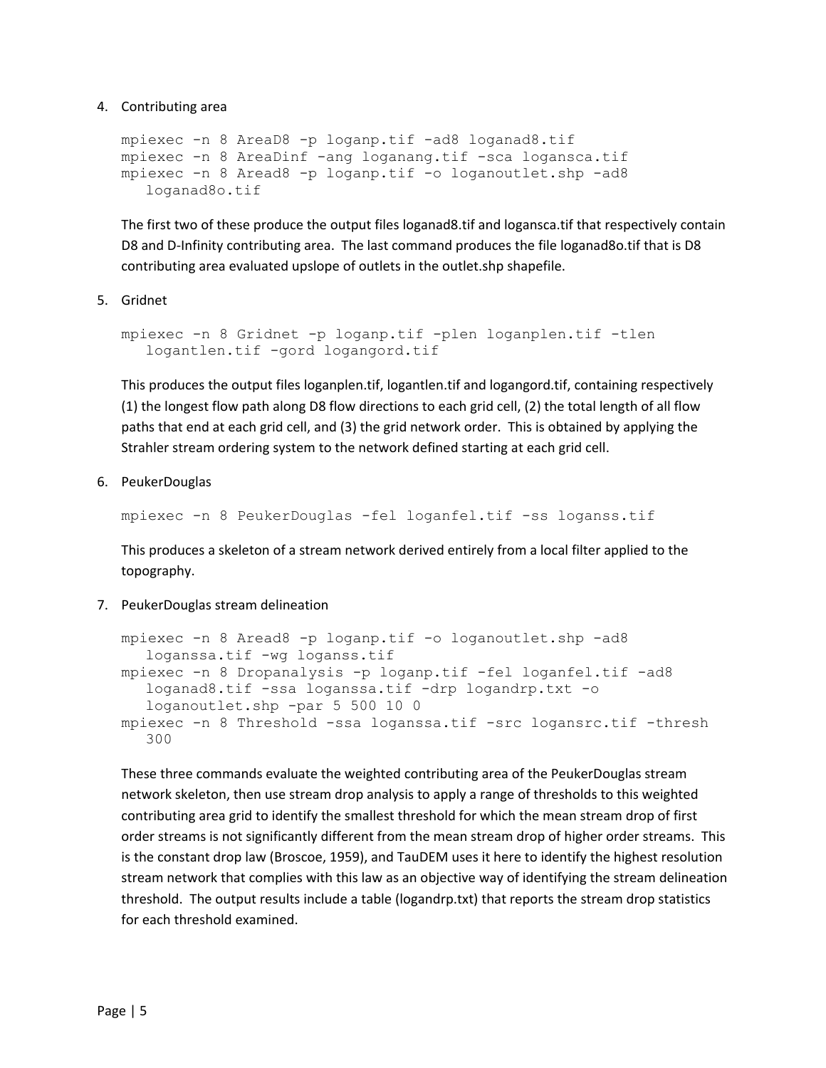4. Contributing area

```
mpiexec -n 8 AreaD8 -p loganp.tif -ad8 loganad8.tif
mpiexec -n 8 AreaDinf -ang loganang.tif -sca logansca.tif
mpiexec -n 8 Aread8 -p loganp.tif -o loganoutlet.shp -ad8
   loganad8o.tif
```

The first two of these produce the output files loganad8.tif and logansca.tif that respectively contain D8 and D-Infinity contributing area. The last command produces the file loganad8o.tif that is D8 contributing area evaluated upslope of outlets in the outlet.shp shapefile.

5. Gridnet

```
mpiexec -n 8 Gridnet -p loganp.tif -plen loganplen.tif -tlen
   logantlen.tif -gord logangord.tif
```

This produces the output files loganplen.tif, logantlen.tif and logangord.tif, containing respectively (1) the longest flow path along D8 flow directions to each grid cell, (2) the total length of all flow paths that end at each grid cell, and (3) the grid network order. This is obtained by applying the Strahler stream ordering system to the network defined starting at each grid cell.

6. PeukerDouglas

```
mpiexec -n 8 PeukerDouglas -fel loganfel.tif -ss loganss.tif
```

This produces a skeleton of a stream network derived entirely from a local filter applied to the topography.

7. PeukerDouglas stream delineation

```
mpiexec -n 8 Aread8 -p loganp.tif -o loganoutlet.shp -ad8
   loganssa.tif -wg loganss.tif
mpiexec -n 8 Dropanalysis -p loganp.tif -fel loganfel.tif -ad8
   loganad8.tif -ssa loganssa.tif -drp logandrp.txt -o
   loganoutlet.shp -par 5 500 10 0
mpiexec -n 8 Threshold -ssa loganssa.tif -src logansrc.tif -thresh
   300
```

These three commands evaluate the weighted contributing area of the PeukerDouglas stream network skeleton, then use stream drop analysis to apply a range of thresholds to this weighted contributing area grid to identify the smallest threshold for which the mean stream drop of first order streams is not significantly different from the mean stream drop of higher order streams. This is the constant drop law (Broscoe, 1959), and TauDEM uses it here to identify the highest resolution stream network that complies with this law as an objective way of identifying the stream delineation threshold. The output results include a table (logandrp.txt) that reports the stream drop statistics for each threshold examined.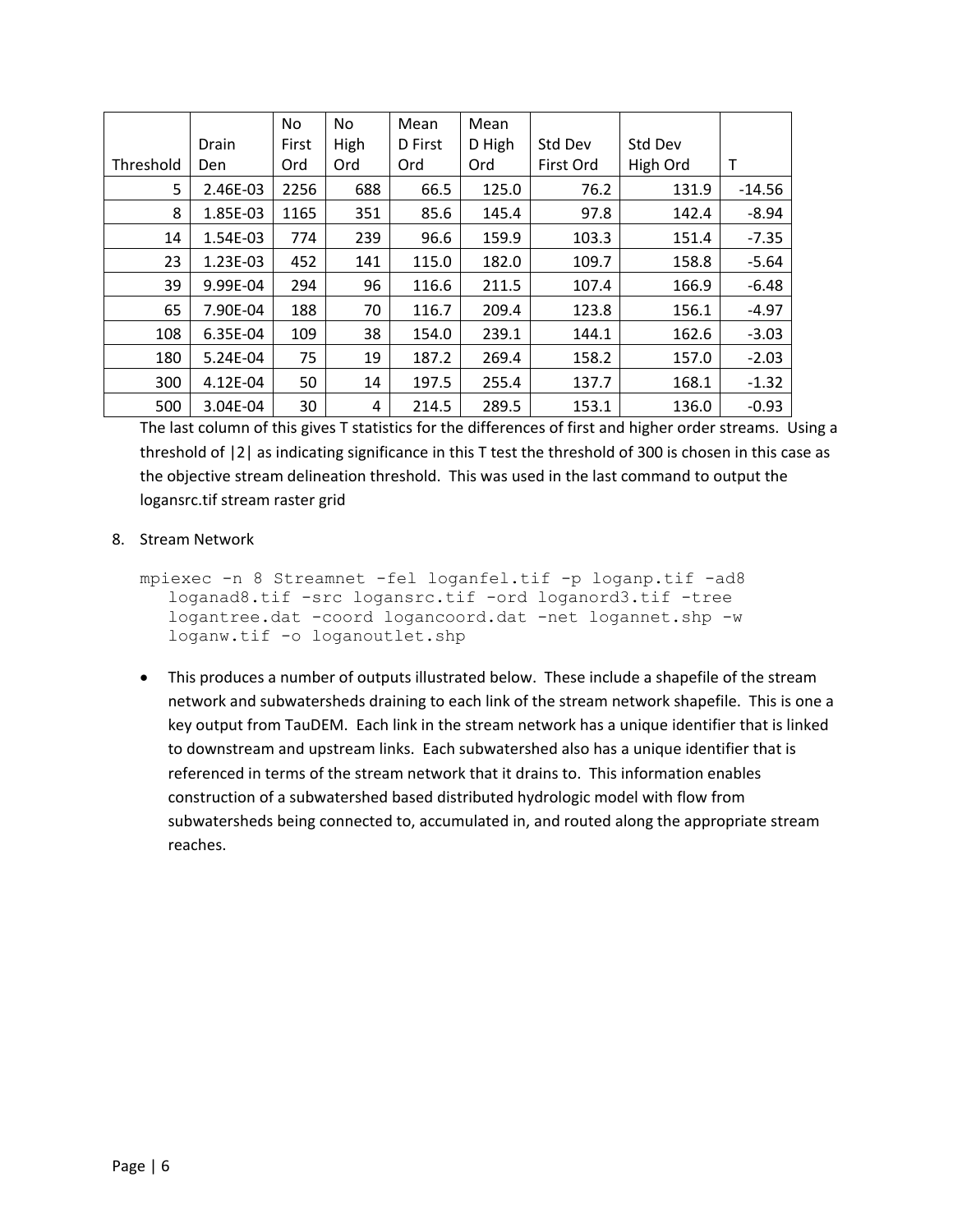| Threshold | Drain Den | No First Ord | No High Ord | Mean D First Ord | Mean D High Ord | Std Dev First Ord | Std Dev High Ord | T |
|---|---|---|---|---|---|---|---|---|
| 5 | 2.46E-03 | 2256 | 688 | 66.5 | 125.0 | 76.2 | 131.9 | -14.56 |
| 8 | 1.85E-03 | 1165 | 351 | 85.6 | 145.4 | 97.8 | 142.4 | -8.94 |
| 14 | 1.54E-03 | 774 | 239 | 96.6 | 159.9 | 103.3 | 151.4 | -7.35 |
| 23 | 1.23E-03 | 452 | 141 | 115.0 | 182.0 | 109.7 | 158.8 | -5.64 |
| 39 | 9.99E-04 | 294 | 96 | 116.6 | 211.5 | 107.4 | 166.9 | -6.48 |
| 65 | 7.90E-04 | 188 | 70 | 116.7 | 209.4 | 123.8 | 156.1 | -4.97 |
| 108 | 6.35E-04 | 109 | 38 | 154.0 | 239.1 | 144.1 | 162.6 | -3.03 |
| 180 | 5.24E-04 | 75 | 19 | 187.2 | 269.4 | 158.2 | 157.0 | -2.03 |
| 300 | 4.12E-04 | 50 | 14 | 197.5 | 255.4 | 137.7 | 168.1 | -1.32 |
| 500 | 3.04E-04 | 30 | 4 | 214.5 | 289.5 | 153.1 | 136.0 | -0.93 |

The last column of this gives T statistics for the differences of first and higher order streams. Using a threshold of |2| as indicating significance in this T test the threshold of 300 is chosen in this case as the objective stream delineation threshold. This was used in the last command to output the logansrc.tif stream raster grid

8. Stream Network

```
mpiexec -n 8 Streamnet -fel loganfel.tif -p loganp.tif -ad8
   loganad8.tif -src logansrc.tif -ord loganord3.tif -tree
   logantree.dat -coord logancoord.dat -net logannet.shp -w
   loganw.tif -o loganoutlet.shp
```

- This produces a number of outputs illustrated below. These include a shapefile of the stream network and subwatersheds draining to each link of the stream network shapefile. This is one a key output from TauDEM. Each link in the stream network has a unique identifier that is linked to downstream and upstream links. Each subwatershed also has a unique identifier that is referenced in terms of the stream network that it drains to. This information enables construction of a subwatershed based distributed hydrologic model with flow from subwatersheds being connected to, accumulated in, and routed along the appropriate stream reaches.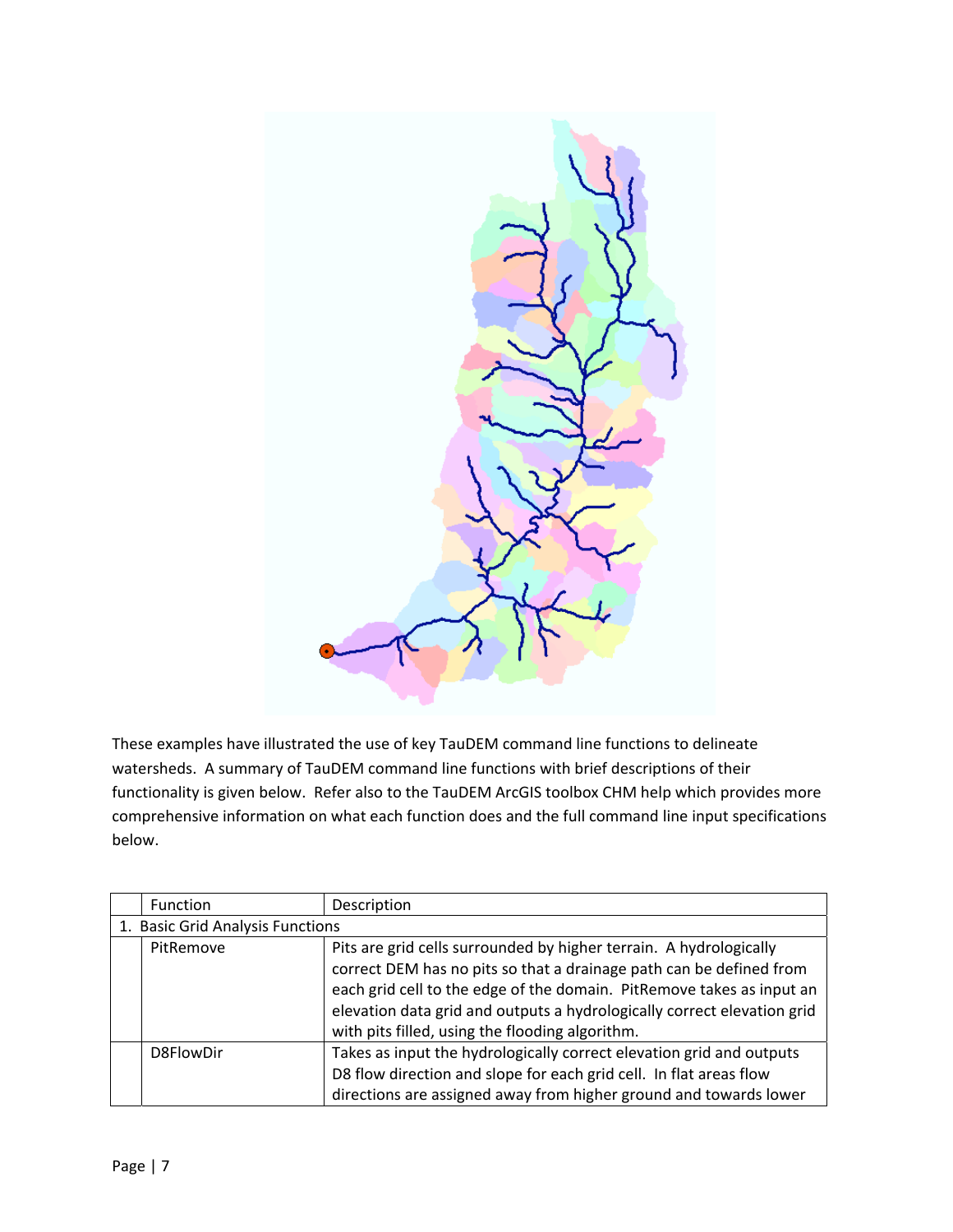These examples have illustrated the use of key TauDEM command line functions to delineate watersheds. A summary of TauDEM command line functions with brief descriptions of their functionality is given below. Refer also to the TauDEM ArcGIS toolbox CHM help which provides more comprehensive information on what each function does and the full command line input specifications below.

| | Function | Description |
|---|---|---|
| 1. Basic Grid Analysis Functions | | |
| | PitRemove | Pits are grid cells surrounded by higher terrain. A hydrologically correct DEM has no pits so that a drainage path can be defined from each grid cell to the edge of the domain. PitRemove takes as input an elevation data grid and outputs a hydrologically correct elevation grid with pits filled, using the flooding algorithm. |
| | D8FlowDir | Takes as input the hydrologically correct elevation grid and outputs D8 flow direction and slope for each grid cell. In flat areas flow directions are assigned away from higher ground and towards lower |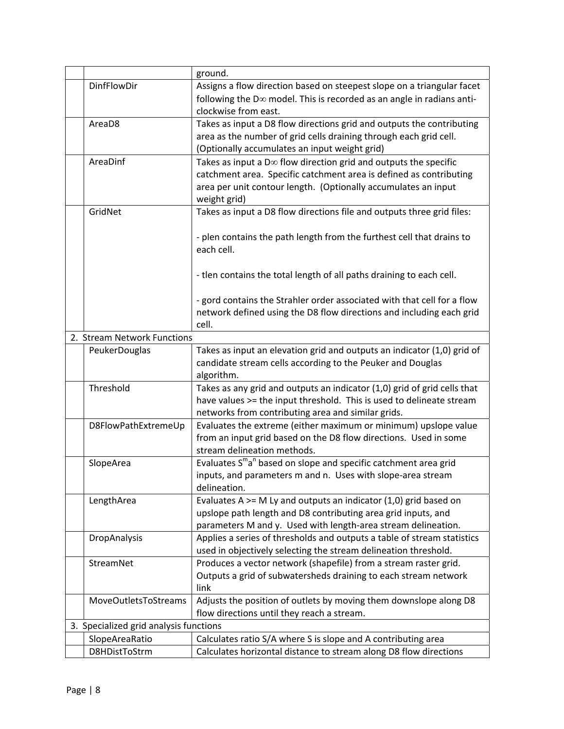| | | |
|---|---|---|
| | | ground. |
| | DinfFlowDir | Assigns a flow direction based on steepest slope on a triangular facet following the D∞ model. This is recorded as an angle in radians anti-clockwise from east. |
| | AreaD8 | Takes as input a D8 flow directions grid and outputs the contributing area as the number of grid cells draining through each grid cell. (Optionally accumulates an input weight grid) |
| | AreaDinf | Takes as input a D∞ flow direction grid and outputs the specific catchment area. Specific catchment area is defined as contributing area per unit contour length. (Optionally accumulates an input weight grid) |
| | GridNet | Takes as input a D8 flow directions file and outputs three grid files:<br><br>- plen contains the path length from the furthest cell that drains to each cell.<br><br>- tlen contains the total length of all paths draining to each cell.<br><br>- gord contains the Strahler order associated with that cell for a flow network defined using the D8 flow directions and including each grid cell. |
| 2. Stream Network Functions | | |
| | PeukerDouglas | Takes as input an elevation grid and outputs an indicator (1,0) grid of candidate stream cells according to the Peuker and Douglas algorithm. |
| | Threshold | Takes as any grid and outputs an indicator (1,0) grid of grid cells that have values >= the input threshold. This is used to delineate stream networks from contributing area and similar grids. |
| | D8FlowPathExtremeUp | Evaluates the extreme (either maximum or minimum) upslope value from an input grid based on the D8 flow directions. Used in some stream delineation methods. |
| | SlopeArea | Evaluates $S^m a^n$ based on slope and specific catchment area grid inputs, and parameters m and n. Uses with slope-area stream delineation. |
| | LengthArea | Evaluates A >= M Ly and outputs an indicator (1,0) grid based on upslope path length and D8 contributing area grid inputs, and parameters M and y. Used with length-area stream delineation. |
| | DropAnalysis | Applies a series of thresholds and outputs a table of stream statistics used in objectively selecting the stream delineation threshold. |
| | StreamNet | Produces a vector network (shapefile) from a stream raster grid. Outputs a grid of subwatersheds draining to each stream network link |
| | MoveOutletsToStreams | Adjusts the position of outlets by moving them downslope along D8 flow directions until they reach a stream. |
| 3. Specialized grid analysis functions | | |
| | SlopeAreaRatio | Calculates ratio S/A where S is slope and A contributing area |
| | D8HDistToStrm | Calculates horizontal distance to stream along D8 flow directions |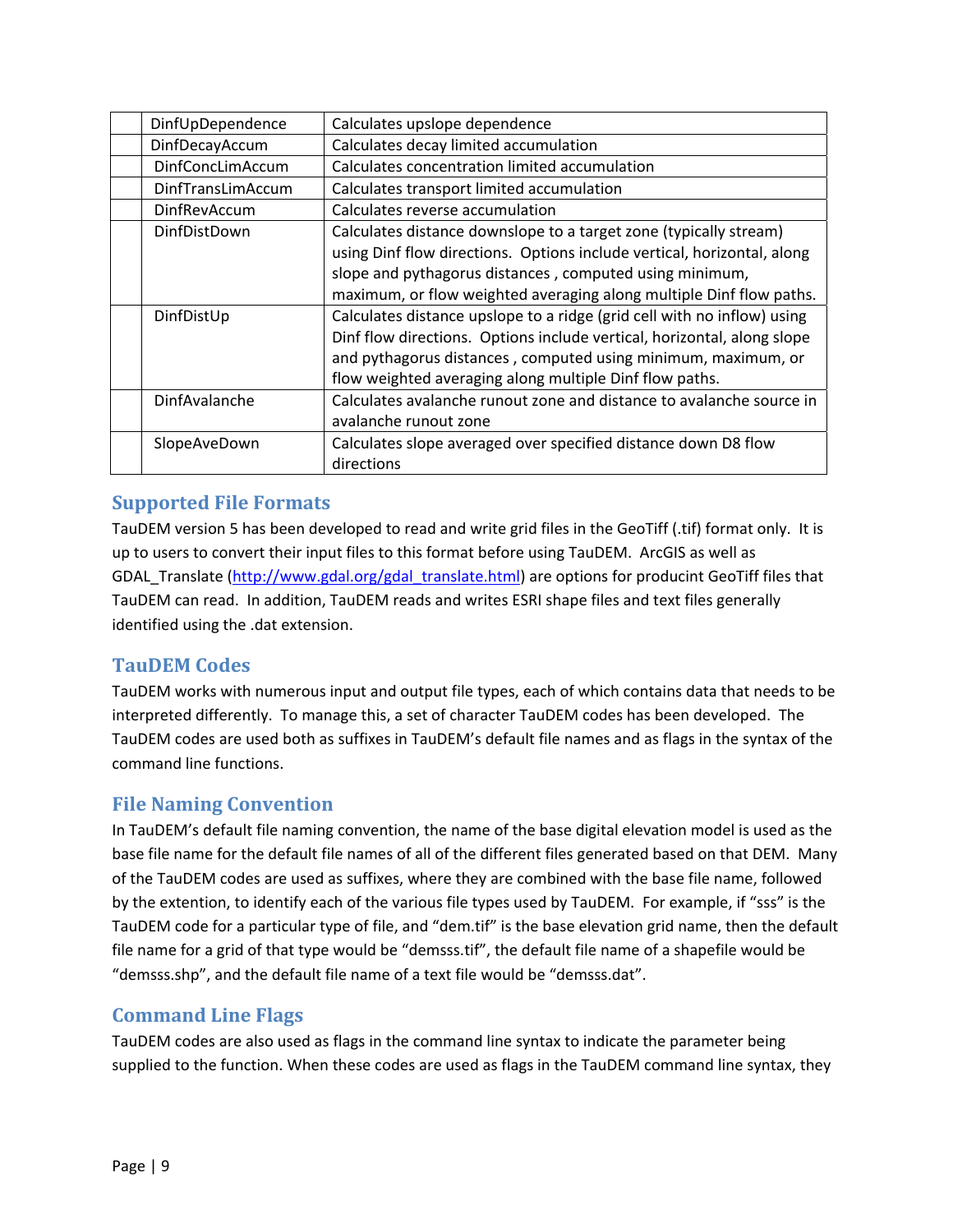| | | |
|---|---|---|
| | DinfUpDependence | Calculates upslope dependence |
| | DinfDecayAccum | Calculates decay limited accumulation |
| | DinfConcLimAccum | Calculates concentration limited accumulation |
| | DinfTransLimAccum | Calculates transport limited accumulation |
| | DinfRevAccum | Calculates reverse accumulation |
| | DinfDistDown | Calculates distance downslope to a target zone (typically stream) using Dinf flow directions. Options include vertical, horizontal, along slope and pythagorus distances , computed using minimum, maximum, or flow weighted averaging along multiple Dinf flow paths. |
| | DinfDistUp | Calculates distance upslope to a ridge (grid cell with no inflow) using Dinf flow directions. Options include vertical, horizontal, along slope and pythagorus distances , computed using minimum, maximum, or flow weighted averaging along multiple Dinf flow paths. |
| | DinfAvalanche | Calculates avalanche runout zone and distance to avalanche source in avalanche runout zone |
| | SlopeAveDown | Calculates slope averaged over specified distance down D8 flow directions |

## Supported File Formats

TauDEM version 5 has been developed to read and write grid files in the GeoTiff (.tif) format only. It is up to users to convert their input files to this format before using TauDEM. ArcGIS as well as GDAL_Translate (http://www.gdal.org/gdal_translate.html) are options for producint GeoTiff files that TauDEM can read. In addition, TauDEM reads and writes ESRI shape files and text files generally identified using the .dat extension.

## TauDEM Codes

TauDEM works with numerous input and output file types, each of which contains data that needs to be interpreted differently. To manage this, a set of character TauDEM codes has been developed. The TauDEM codes are used both as suffixes in TauDEM's default file names and as flags in the syntax of the command line functions.

## File Naming Convention

In TauDEM's default file naming convention, the name of the base digital elevation model is used as the base file name for the default file names of all of the different files generated based on that DEM. Many of the TauDEM codes are used as suffixes, where they are combined with the base file name, followed by the extention, to identify each of the various file types used by TauDEM. For example, if "sss" is the TauDEM code for a particular type of file, and "dem.tif" is the base elevation grid name, then the default file name for a grid of that type would be "demsss.tif", the default file name of a shapefile would be "demsss.shp", and the default file name of a text file would be "demsss.dat".

## Command Line Flags

TauDEM codes are also used as flags in the command line syntax to indicate the parameter being supplied to the function. When these codes are used as flags in the TauDEM command line syntax, they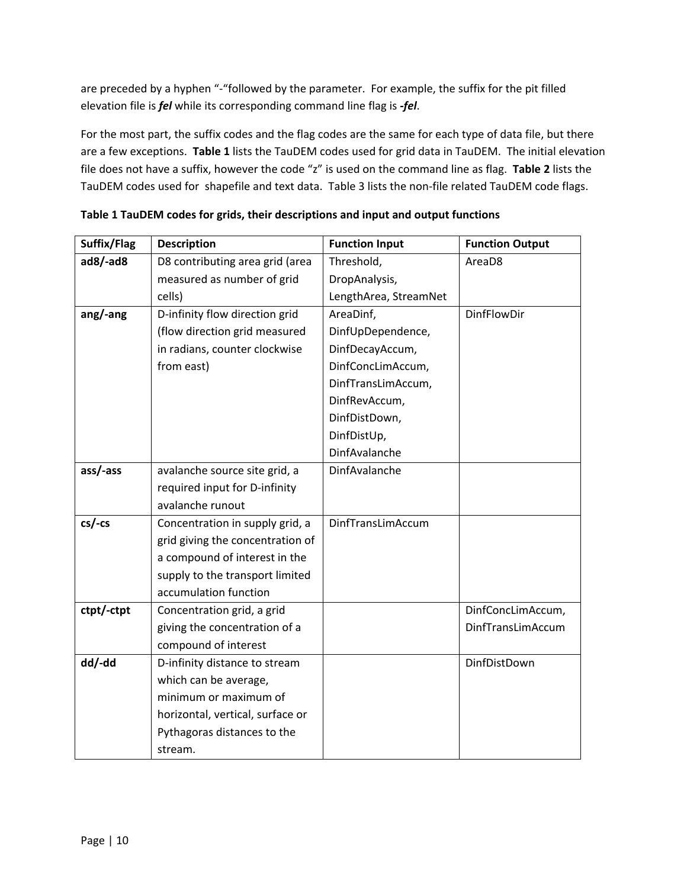are preceded by a hyphen "-"followed by the parameter. For example, the suffix for the pit filled elevation file is ***fel*** while its corresponding command line flag is ***-fel***.

For the most part, the suffix codes and the flag codes are the same for each type of data file, but there are a few exceptions. **Table 1** lists the TauDEM codes used for grid data in TauDEM. The initial elevation file does not have a suffix, however the code "z" is used on the command line as flag. **Table 2** lists the TauDEM codes used for shapefile and text data. Table 3 lists the non-file related TauDEM code flags.

**Table 1 TauDEM codes for grids, their descriptions and input and output functions**

| Suffix/Flag | Description | Function Input | Function Output |
|---|---|---|---|
| **ad8/-ad8** | D8 contributing area grid (area measured as number of grid cells) | Threshold, DropAnalysis, LengthArea, StreamNet | AreaD8 |
| **ang/-ang** | D-infinity flow direction grid (flow direction grid measured in radians, counter clockwise from east) | AreaDinf, DinfUpDependence, DinfDecayAccum, DinfConcLimAccum, DinfTransLimAccum, DinfRevAccum, DinfDistDown, DinfDistUp, DinfAvalanche | DinfFlowDir |
| **ass/-ass** | avalanche source site grid, a required input for D-infinity avalanche runout | DinfAvalanche | |
| **cs/-cs** | Concentration in supply grid, a grid giving the concentration of a compound of interest in the supply to the transport limited accumulation function | DinfTransLimAccum | |
| **ctpt/-ctpt** | Concentration grid, a grid giving the concentration of a compound of interest | | DinfConcLimAccum, DinfTransLimAccum |
| **dd/-dd** | D-infinity distance to stream which can be average, minimum or maximum of horizontal, vertical, surface or Pythagoras distances to the stream. | | DinfDistDown |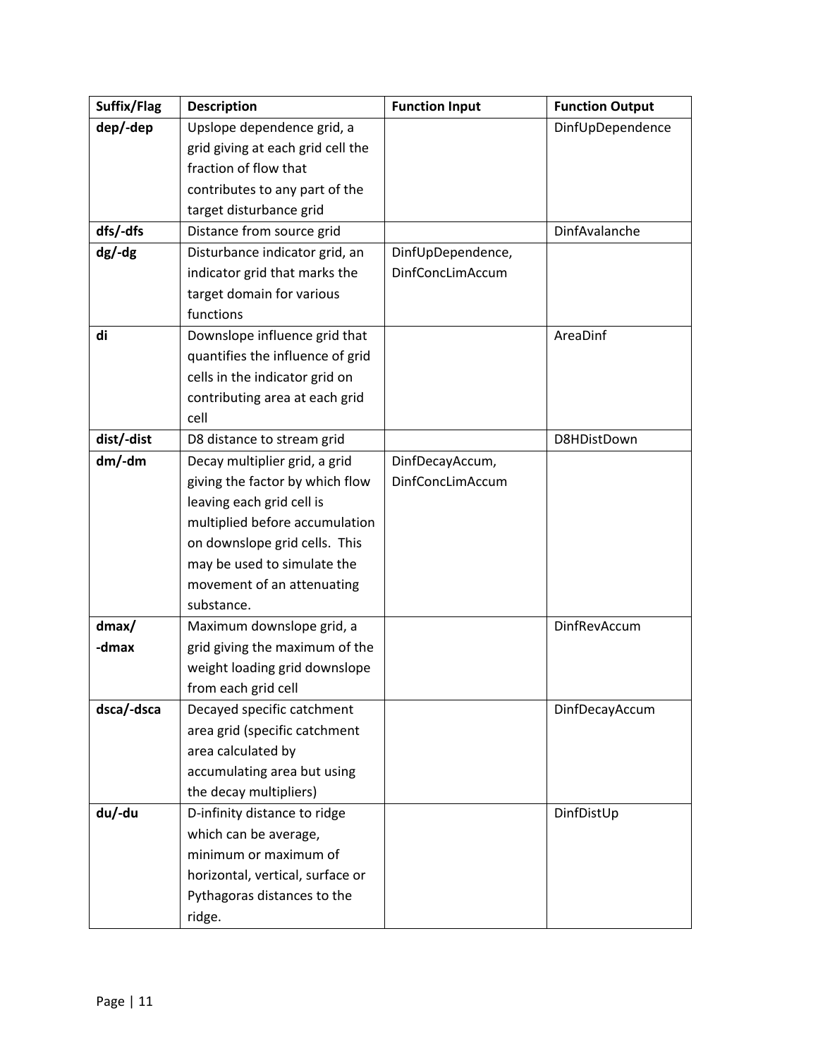| Suffix/Flag | Description | Function Input | Function Output |
|---|---|---|---|
| **dep/-dep** | Upslope dependence grid, a grid giving at each grid cell the fraction of flow that contributes to any part of the target disturbance grid | | DinfUpDependence |
| **dfs/-dfs** | Distance from source grid | | DinfAvalanche |
| **dg/-dg** | Disturbance indicator grid, an indicator grid that marks the target domain for various functions | DinfUpDependence, DinfConcLimAccum | |
| **di** | Downslope influence grid that quantifies the influence of grid cells in the indicator grid on contributing area at each grid cell | | AreaDinf |
| **dist/-dist** | D8 distance to stream grid | | D8HDistDown |
| **dm/-dm** | Decay multiplier grid, a grid giving the factor by which flow leaving each grid cell is multiplied before accumulation on downslope grid cells. This may be used to simulate the movement of an attenuating substance. | DinfDecayAccum, DinfConcLimAccum | |
| **dmax/ -dmax** | Maximum downslope grid, a grid giving the maximum of the weight loading grid downslope from each grid cell | | DinfRevAccum |
| **dsca/-dsca** | Decayed specific catchment area grid (specific catchment area calculated by accumulating area but using the decay multipliers) | | DinfDecayAccum |
| **du/-du** | D-infinity distance to ridge which can be average, minimum or maximum of horizontal, vertical, surface or Pythagoras distances to the ridge. | | DinfDistUp |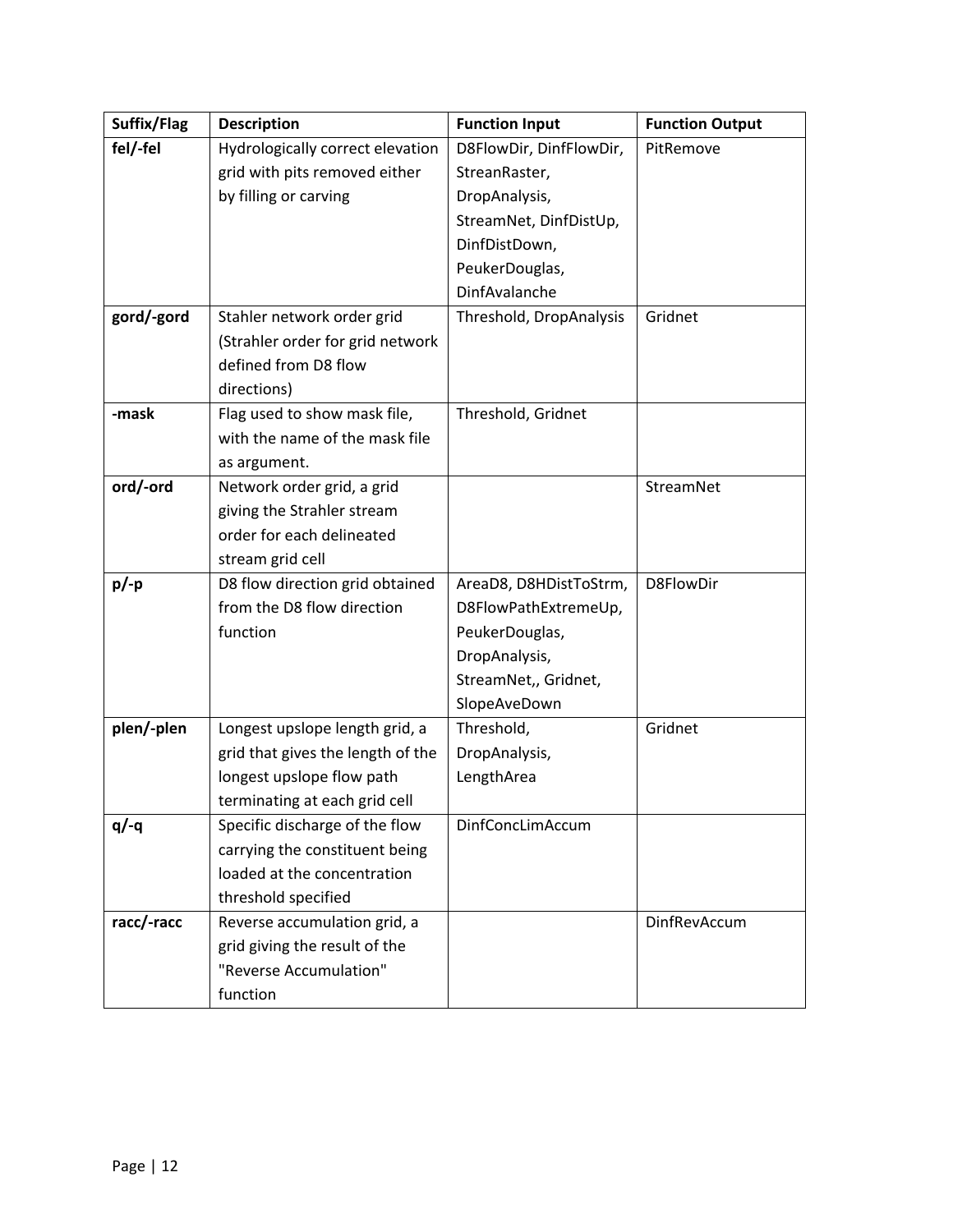| Suffix/Flag | Description | Function Input | Function Output |
| --- | --- | --- | --- |
| **fel/-fel** | Hydrologically correct elevation grid with pits removed either by filling or carving | D8FlowDir, DinfFlowDir, StreanRaster, DropAnalysis, StreamNet, DinfDistUp, DinfDistDown, PeukerDouglas, DinfAvalanche | PitRemove |
| **gord/-gord** | Stahler network order grid (Strahler order for grid network defined from D8 flow directions) | Threshold, DropAnalysis | Gridnet |
| **-mask** | Flag used to show mask file, with the name of the mask file as argument. | Threshold, Gridnet | |
| **ord/-ord** | Network order grid, a grid giving the Strahler stream order for each delineated stream grid cell | | StreamNet |
| **p/-p** | D8 flow direction grid obtained from the D8 flow direction function | AreaD8, D8HDistToStrm, D8FlowPathExtremeUp, PeukerDouglas, DropAnalysis, StreamNet,, Gridnet, SlopeAveDown | D8FlowDir |
| **plen/-plen** | Longest upslope length grid, a grid that gives the length of the longest upslope flow path terminating at each grid cell | Threshold, DropAnalysis, LengthArea | Gridnet |
| **q/-q** | Specific discharge of the flow carrying the constituent being loaded at the concentration threshold specified | DinfConcLimAccum | |
| **racc/-racc** | Reverse accumulation grid, a grid giving the result of the "Reverse Accumulation" function | | DinfRevAccum |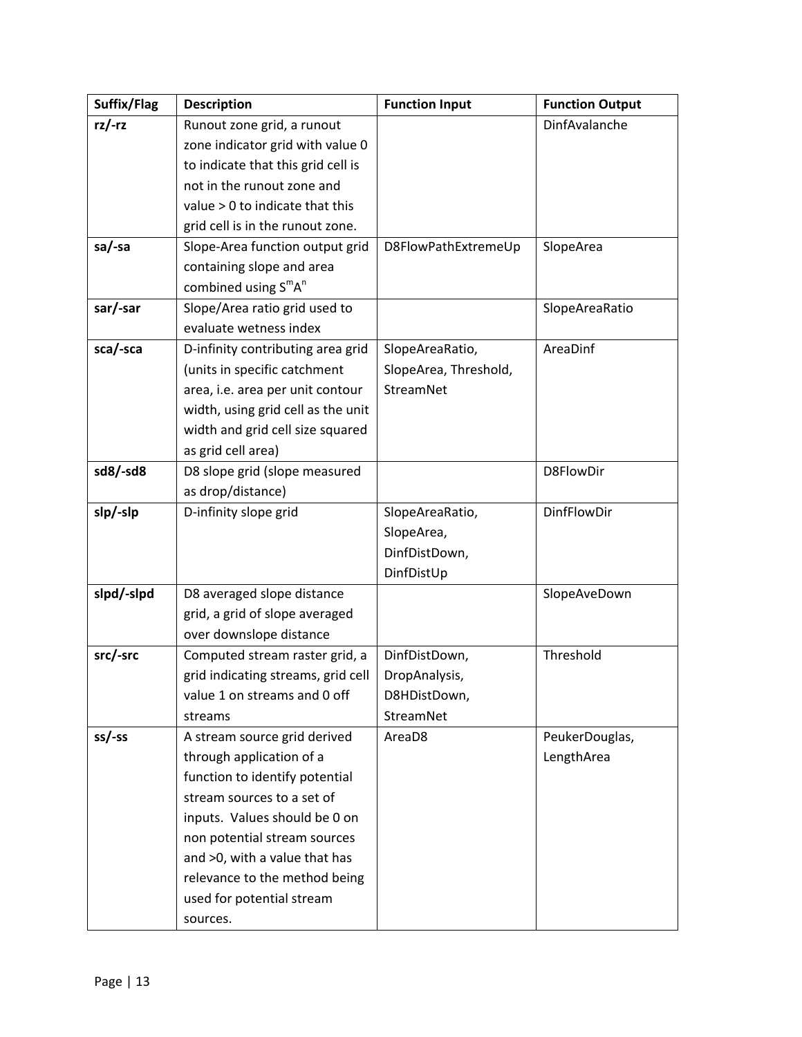| Suffix/Flag | Description | Function Input | Function Output |
| --- | --- | --- | --- |
| **rz/-rz** | Runout zone grid, a runout zone indicator grid with value 0 to indicate that this grid cell is not in the runout zone and value > 0 to indicate that this grid cell is in the runout zone. | | DinfAvalanche |
| **sa/-sa** | Slope-Area function output grid containing slope and area combined using $S^mA^n$ | D8FlowPathExtremeUp | SlopeArea |
| **sar/-sar** | Slope/Area ratio grid used to evaluate wetness index | | SlopeAreaRatio |
| **sca/-sca** | D-infinity contributing area grid (units in specific catchment area, i.e. area per unit contour width, using grid cell as the unit width and grid cell size squared as grid cell area) | SlopeAreaRatio, SlopeArea, Threshold, StreamNet | AreaDinf |
| **sd8/-sd8** | D8 slope grid (slope measured as drop/distance) | | D8FlowDir |
| **slp/-slp** | D-infinity slope grid | SlopeAreaRatio, SlopeArea, DinfDistDown, DinfDistUp | DinfFlowDir |
| **slpd/-slpd** | D8 averaged slope distance grid, a grid of slope averaged over downslope distance | | SlopeAveDown |
| **src/-src** | Computed stream raster grid, a grid indicating streams, grid cell value 1 on streams and 0 off streams | DinfDistDown, DropAnalysis, D8HDistDown, StreamNet | Threshold |
| **ss/-ss** | A stream source grid derived through application of a function to identify potential stream sources to a set of inputs. Values should be 0 on non potential stream sources and >0, with a value that has relevance to the method being used for potential stream sources. | AreaD8 | PeukerDouglas, LengthArea |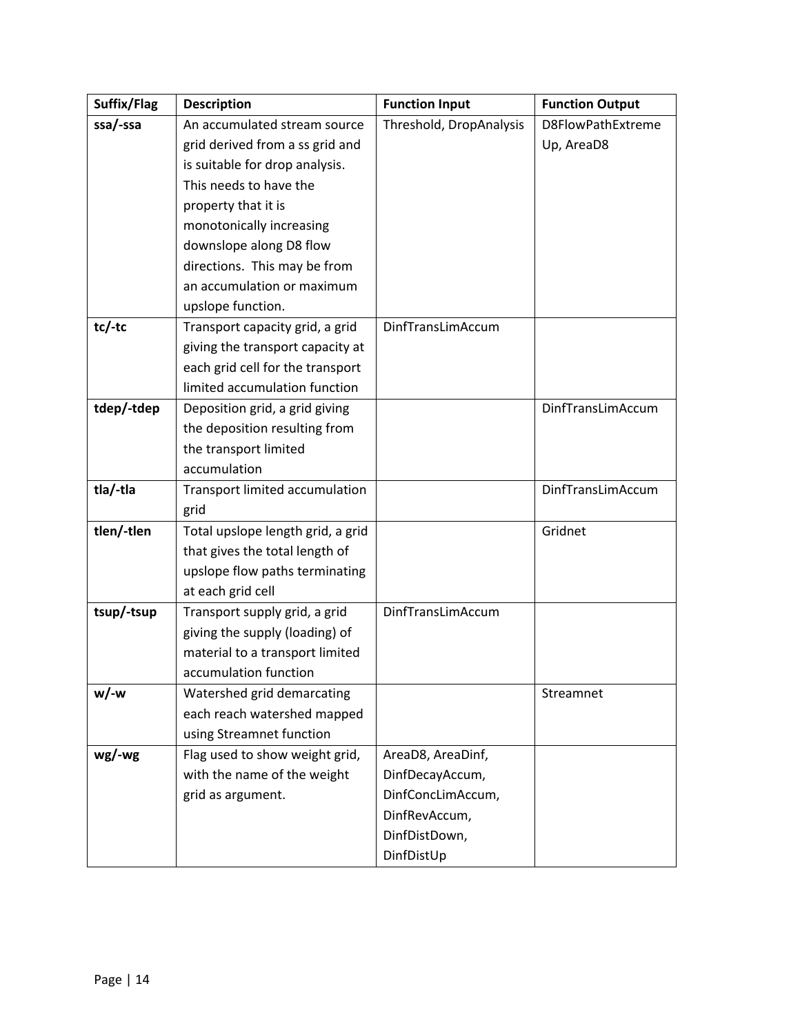| Suffix/Flag | Description | Function Input | Function Output |
|---|---|---|---|
| **ssa/-ssa** | An accumulated stream source grid derived from a ss grid and is suitable for drop analysis. This needs to have the property that it is monotonically increasing downslope along D8 flow directions. This may be from an accumulation or maximum upslope function. | Threshold, DropAnalysis | D8FlowPathExtremeUp, AreaD8 |
| **tc/-tc** | Transport capacity grid, a grid giving the transport capacity at each grid cell for the transport limited accumulation function | DinfTransLimAccum | |
| **tdep/-tdep** | Deposition grid, a grid giving the deposition resulting from the transport limited accumulation | | DinfTransLimAccum |
| **tla/-tla** | Transport limited accumulation grid | | DinfTransLimAccum |
| **tlen/-tlen** | Total upslope length grid, a grid that gives the total length of upslope flow paths terminating at each grid cell | | Gridnet |
| **tsup/-tsup** | Transport supply grid, a grid giving the supply (loading) of material to a transport limited accumulation function | DinfTransLimAccum | |
| **w/-w** | Watershed grid demarcating each reach watershed mapped using Streamnet function | | Streamnet |
| **wg/-wg** | Flag used to show weight grid, with the name of the weight grid as argument. | AreaD8, AreaDinf, DinfDecayAccum, DinfConcLimAccum, DinfRevAccum, DinfDistDown, DinfDistUp | |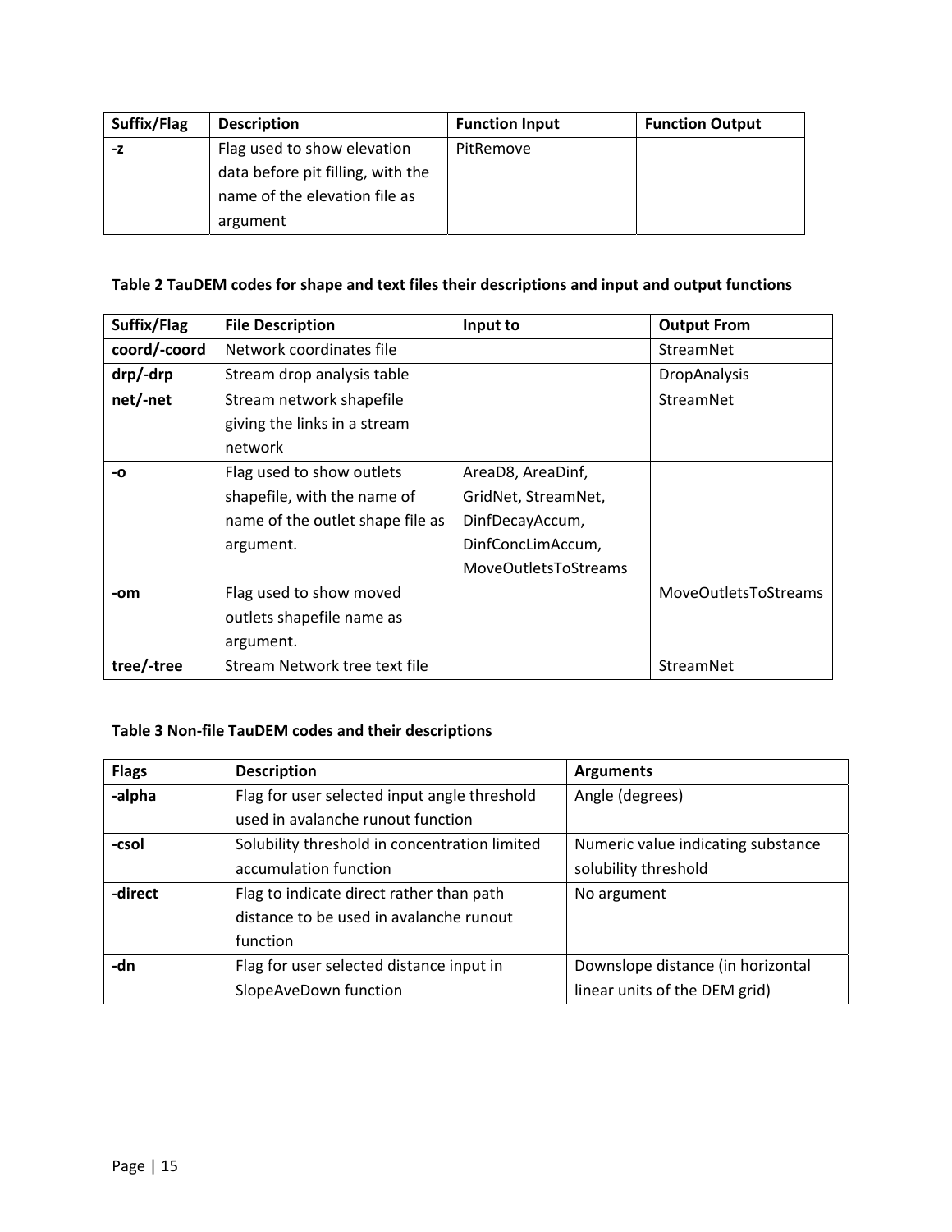| Suffix/Flag | Description | Function Input | Function Output |
|---|---|---|---|
| **-z** | Flag used to show elevation data before pit filling, with the name of the elevation file as argument | PitRemove | |

**Table 2 TauDEM codes for shape and text files their descriptions and input and output functions**

| Suffix/Flag | File Description | Input to | Output From |
|---|---|---|---|
| **coord/-coord** | Network coordinates file | | StreamNet |
| **drp/-drp** | Stream drop analysis table | | DropAnalysis |
| **net/-net** | Stream network shapefile giving the links in a stream network | | StreamNet |
| **-o** | Flag used to show outlets shapefile, with the name of name of the outlet shape file as argument. | AreaD8, AreaDinf, GridNet, StreamNet, DinfDecayAccum, DinfConcLimAccum, MoveOutletsToStreams | |
| **-om** | Flag used to show moved outlets shapefile name as argument. | | MoveOutletsToStreams |
| **tree/-tree** | Stream Network tree text file | | StreamNet |

**Table 3 Non-file TauDEM codes and their descriptions**

| Flags | Description | Arguments |
|---|---|---|
| **-alpha** | Flag for user selected input angle threshold used in avalanche runout function | Angle (degrees) |
| **-csol** | Solubility threshold in concentration limited accumulation function | Numeric value indicating substance solubility threshold |
| **-direct** | Flag to indicate direct rather than path distance to be used in avalanche runout function | No argument |
| **-dn** | Flag for user selected distance input in SlopeAveDown function | Downslope distance (in horizontal linear units of the DEM grid) |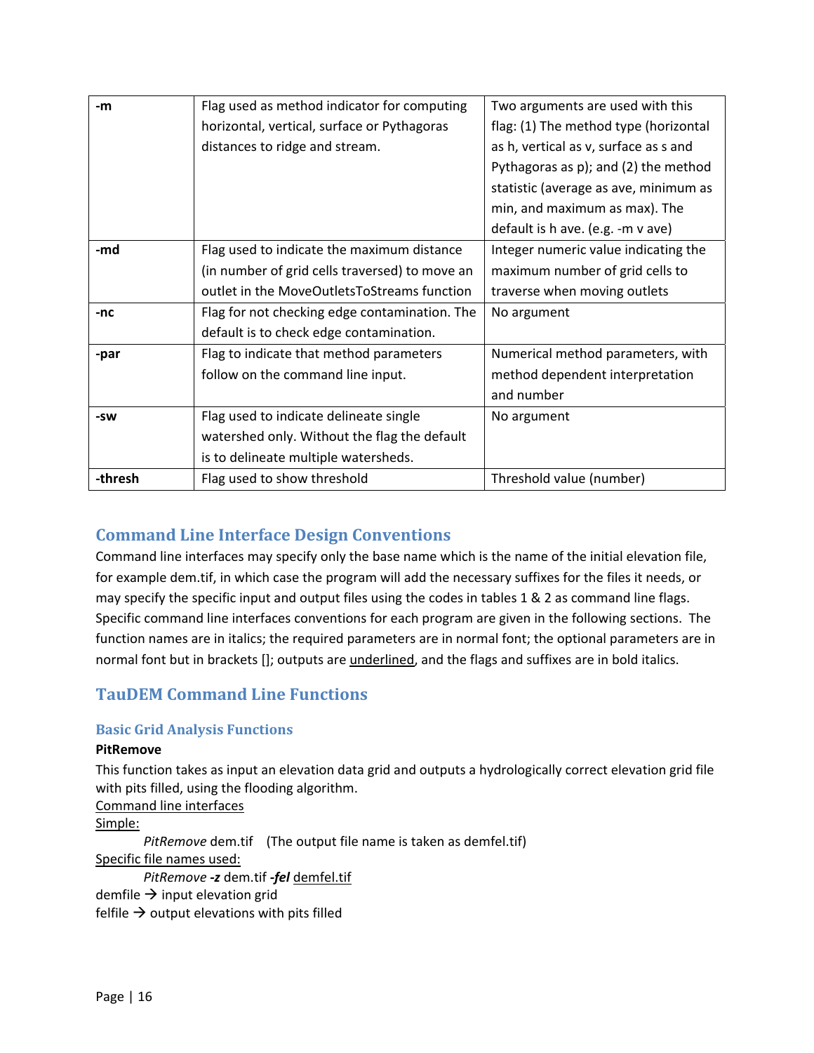| | | |
|---|---|---|
| **-m** | Flag used as method indicator for computing horizontal, vertical, surface or Pythagoras distances to ridge and stream. | Two arguments are used with this flag: (1) The method type (horizontal as h, vertical as v, surface as s and Pythagoras as p); and (2) the method statistic (average as ave, minimum as min, and maximum as max). The default is h ave. (e.g. -m v ave) |
| **-md** | Flag used to indicate the maximum distance (in number of grid cells traversed) to move an outlet in the MoveOutletsToStreams function | Integer numeric value indicating the maximum number of grid cells to traverse when moving outlets |
| **-nc** | Flag for not checking edge contamination. The default is to check edge contamination. | No argument |
| **-par** | Flag to indicate that method parameters follow on the command line input. | Numerical method parameters, with method dependent interpretation and number |
| **-sw** | Flag used to indicate delineate single watershed only. Without the flag the default is to delineate multiple watersheds. | No argument |
| **-thresh** | Flag used to show threshold | Threshold value (number) |

## Command Line Interface Design Conventions

Command line interfaces may specify only the base name which is the name of the initial elevation file, for example dem.tif, in which case the program will add the necessary suffixes for the files it needs, or may specify the specific input and output files using the codes in tables 1 & 2 as command line flags. Specific command line interfaces conventions for each program are given in the following sections. The function names are in italics; the required parameters are in normal font; the optional parameters are in normal font but in brackets []; outputs are <u>underlined</u>, and the flags and suffixes are in bold italics.

## TauDEM Command Line Functions

### Basic Grid Analysis Functions

**PitRemove**

This function takes as input an elevation data grid and outputs a hydrologically correct elevation grid file with pits filled, using the flooding algorithm.

<u>Command line interfaces</u>

<u>Simple:</u>

*PitRemove* dem.tif (The output file name is taken as demfel.tif)

<u>Specific file names used:</u>

*PitRemove* ***-z*** dem.tif ***-fel*** <u>demfel.tif</u>

demfile → input elevation grid

felfile → output elevations with pits filled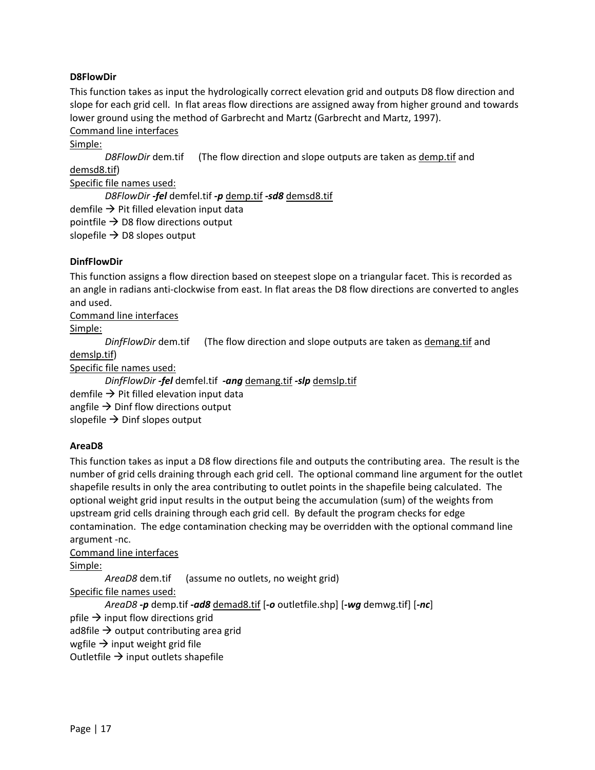**D8FlowDir**

This function takes as input the hydrologically correct elevation grid and outputs D8 flow direction and slope for each grid cell. In flat areas flow directions are assigned away from higher ground and towards lower ground using the method of Garbrecht and Martz (Garbrecht and Martz, 1997).

Command line interfaces

Simple:

*D8FlowDir* dem.tif     (The flow direction and slope outputs are taken as demp.tif and demsd8.tif)

Specific file names used:

*D8FlowDir* ***-fel*** demfel.tif ***-p*** demp.tif ***-sd8*** demsd8.tif

demfile → Pit filled elevation input data
pointfile → D8 flow directions output
slopefile → D8 slopes output

**DinfFlowDir**

This function assigns a flow direction based on steepest slope on a triangular facet. This is recorded as an angle in radians anti-clockwise from east. In flat areas the D8 flow directions are converted to angles and used.

Command line interfaces

Simple:

*DinfFlowDir* dem.tif     (The flow direction and slope outputs are taken as demang.tif and demslp.tif)

Specific file names used:

*DinfFlowDir* ***-fel*** demfel.tif ***-ang*** demang.tif ***-slp*** demslp.tif

demfile → Pit filled elevation input data
angfile → Dinf flow directions output
slopefile → Dinf slopes output

**AreaD8**

This function takes as input a D8 flow directions file and outputs the contributing area. The result is the number of grid cells draining through each grid cell. The optional command line argument for the outlet shapefile results in only the area contributing to outlet points in the shapefile being calculated. The optional weight grid input results in the output being the accumulation (sum) of the weights from upstream grid cells draining through each grid cell. By default the program checks for edge contamination. The edge contamination checking may be overridden with the optional command line argument -nc.

Command line interfaces

Simple:

*AreaD8* dem.tif     (assume no outlets, no weight grid)

Specific file names used:

*AreaD8* ***-p*** demp.tif ***-ad8*** demad8.tif [***-o*** outletfile.shp] [***-wg*** demwg.tif] [***-nc***]

pfile → input flow directions grid
ad8file → output contributing area grid
wgfile → input weight grid file
Outletfile → input outlets shapefile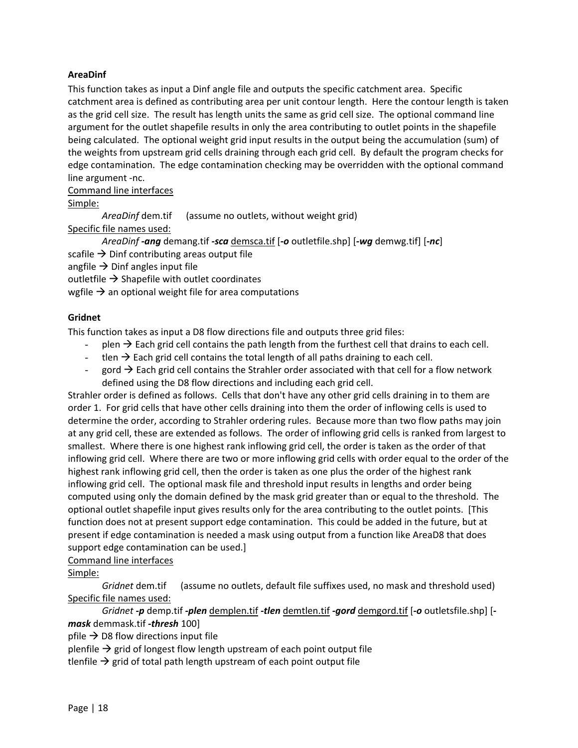**AreaDinf**

This function takes as input a Dinf angle file and outputs the specific catchment area. Specific catchment area is defined as contributing area per unit contour length. Here the contour length is taken as the grid cell size. The result has length units the same as grid cell size. The optional command line argument for the outlet shapefile results in only the area contributing to outlet points in the shapefile being calculated. The optional weight grid input results in the output being the accumulation (sum) of the weights from upstream grid cells draining through each grid cell. By default the program checks for edge contamination. The edge contamination checking may be overridden with the optional command line argument -nc.

<u>Command line interfaces</u>

<u>Simple:</u>

*AreaDinf* dem.tif (assume no outlets, without weight grid)

<u>Specific file names used:</u>

*AreaDinf* ***-ang*** demang.tif ***-sca*** <u>demsca.tif</u> [***-o*** outletfile.shp] [***-wg*** demwg.tif] [***-nc***]

scafile → Dinf contributing areas output file

angfile → Dinf angles input file

outletfile → Shapefile with outlet coordinates

wgfile → an optional weight file for area computations

**Gridnet**

This function takes as input a D8 flow directions file and outputs three grid files:

- plen → Each grid cell contains the path length from the furthest cell that drains to each cell.
- tlen → Each grid cell contains the total length of all paths draining to each cell.
- gord → Each grid cell contains the Strahler order associated with that cell for a flow network defined using the D8 flow directions and including each grid cell.

Strahler order is defined as follows. Cells that don't have any other grid cells draining in to them are order 1. For grid cells that have other cells draining into them the order of inflowing cells is used to determine the order, according to Strahler ordering rules. Because more than two flow paths may join at any grid cell, these are extended as follows. The order of inflowing grid cells is ranked from largest to smallest. Where there is one highest rank inflowing grid cell, the order is taken as the order of that inflowing grid cell. Where there are two or more inflowing grid cells with order equal to the order of the highest rank inflowing grid cell, then the order is taken as one plus the order of the highest rank inflowing grid cell. The optional mask file and threshold input results in lengths and order being computed using only the domain defined by the mask grid greater than or equal to the threshold. The optional outlet shapefile input gives results only for the area contributing to the outlet points. [This function does not at present support edge contamination. This could be added in the future, but at present if edge contamination is needed a mask using output from a function like AreaD8 that does support edge contamination can be used.]

<u>Command line interfaces</u>

<u>Simple:</u>

*Gridnet* dem.tif (assume no outlets, default file suffixes used, no mask and threshold used)

<u>Specific file names used:</u>

*Gridnet* ***-p*** demp.tif ***-plen*** <u>demplen.tif</u> ***-tlen*** <u>demtlen.tif</u> ***-gord*** <u>demgord.tif</u> [***-o*** outletsfile.shp] [***-mask*** demmask.tif ***-thresh*** 100]

pfile → D8 flow directions input file

plenfile → grid of longest flow length upstream of each point output file

tlenfile → grid of total path length upstream of each point output file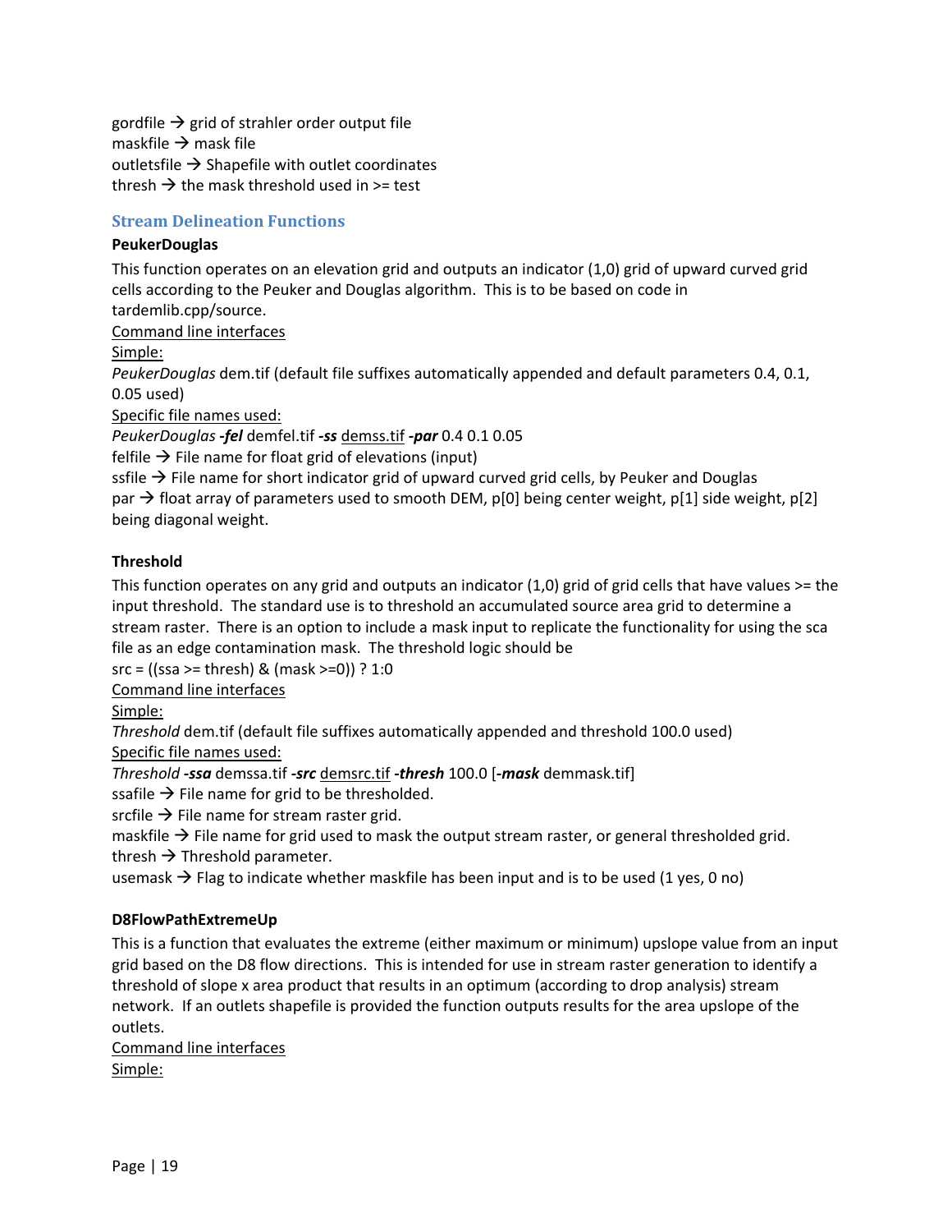gordfile → grid of strahler order output file
maskfile → mask file
outletsfile → Shapefile with outlet coordinates
thresh → the mask threshold used in >= test

## Stream Delineation Functions

**PeukerDouglas**

This function operates on an elevation grid and outputs an indicator (1,0) grid of upward curved grid cells according to the Peuker and Douglas algorithm. This is to be based on code in tardemlib.cpp/source.

Command line interfaces

Simple:

*PeukerDouglas* dem.tif (default file suffixes automatically appended and default parameters 0.4, 0.1, 0.05 used)

Specific file names used:

*PeukerDouglas* ***-fel*** demfel.tif ***-ss*** demss.tif ***-par*** 0.4 0.1 0.05

felfile → File name for float grid of elevations (input)
ssfile → File name for short indicator grid of upward curved grid cells, by Peuker and Douglas
par → float array of parameters used to smooth DEM, p[0] being center weight, p[1] side weight, p[2] being diagonal weight.

**Threshold**

This function operates on any grid and outputs an indicator (1,0) grid of grid cells that have values >= the input threshold. The standard use is to threshold an accumulated source area grid to determine a stream raster. There is an option to include a mask input to replicate the functionality for using the sca file as an edge contamination mask. The threshold logic should be

src = ((ssa >= thresh) & (mask >=0)) ? 1:0

Command line interfaces

Simple:

*Threshold* dem.tif (default file suffixes automatically appended and threshold 100.0 used)

Specific file names used:

*Threshold* ***-ssa*** demssa.tif ***-src*** demsrc.tif ***-thresh*** 100.0 [***-mask*** demmask.tif]

ssafile → File name for grid to be thresholded.
srcfile → File name for stream raster grid.
maskfile → File name for grid used to mask the output stream raster, or general thresholded grid.
thresh → Threshold parameter.
usemask → Flag to indicate whether maskfile has been input and is to be used (1 yes, 0 no)

**D8FlowPathExtremeUp**

This is a function that evaluates the extreme (either maximum or minimum) upslope value from an input grid based on the D8 flow directions. This is intended for use in stream raster generation to identify a threshold of slope x area product that results in an optimum (according to drop analysis) stream network. If an outlets shapefile is provided the function outputs results for the area upslope of the outlets.

Command line interfaces

Simple: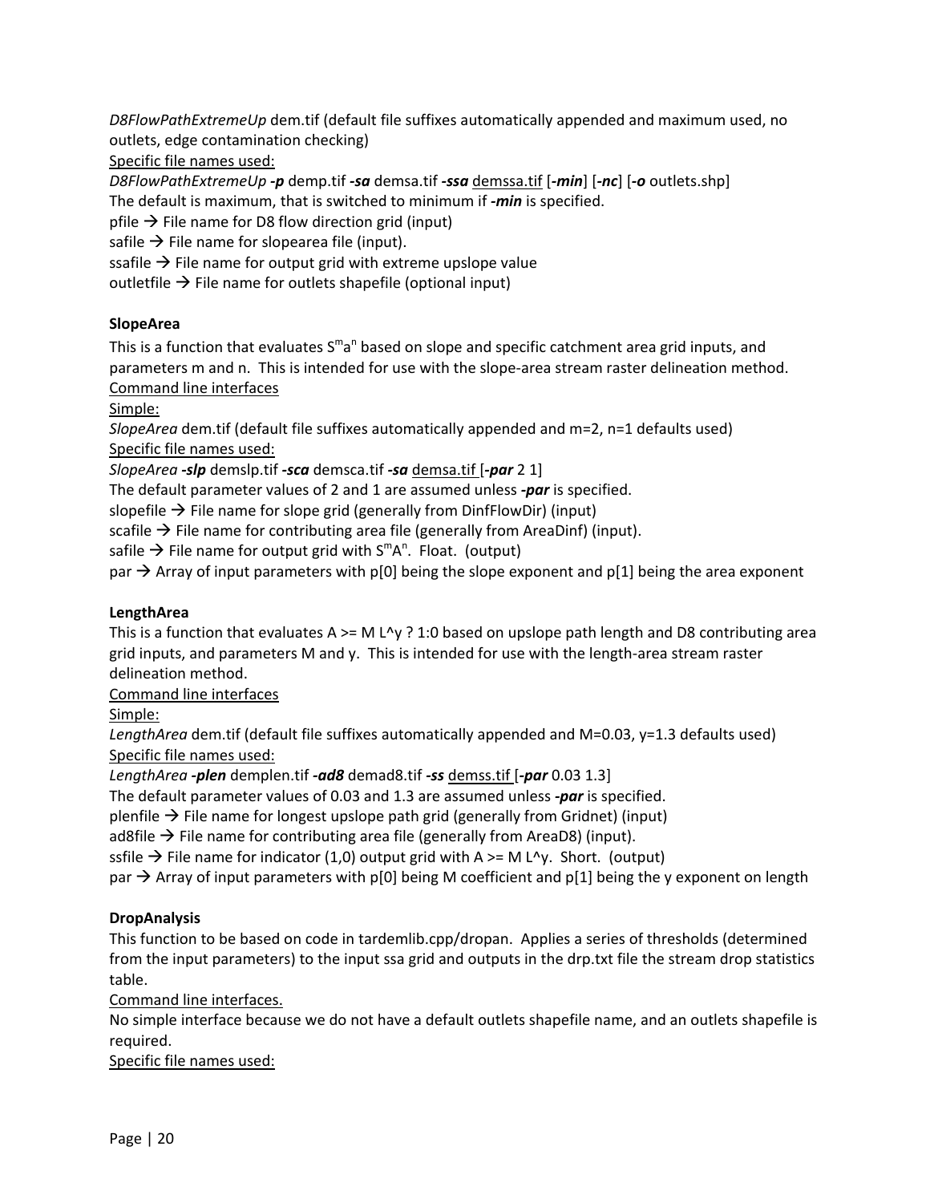*D8FlowPathExtremeUp* dem.tif (default file suffixes automatically appended and maximum used, no outlets, edge contamination checking)

Specific file names used:

*D8FlowPathExtremeUp* ***-p*** demp.tif ***-sa*** demsa.tif ***-ssa*** demssa.tif [***-min***] [***-nc***] [***-o*** outlets.shp]

The default is maximum, that is switched to minimum if ***-min*** is specified.

pfile → File name for D8 flow direction grid (input)

safile → File name for slopearea file (input).

ssafile → File name for output grid with extreme upslope value

outletfile → File name for outlets shapefile (optional input)

**SlopeArea**

This is a function that evaluates $S^m a^n$ based on slope and specific catchment area grid inputs, and parameters m and n. This is intended for use with the slope-area stream raster delineation method.

Command line interfaces

Simple:

*SlopeArea* dem.tif (default file suffixes automatically appended and m=2, n=1 defaults used)

Specific file names used:

*SlopeArea* ***-slp*** demslp.tif ***-sca*** demsca.tif ***-sa*** demsa.tif [***-par*** 2 1]

The default parameter values of 2 and 1 are assumed unless ***-par*** is specified.

slopefile → File name for slope grid (generally from DinfFlowDir) (input)

scafile → File name for contributing area file (generally from AreaDinf) (input).

safile → File name for output grid with $S^m A^n$. Float. (output)

par → Array of input parameters with p[0] being the slope exponent and p[1] being the area exponent

**LengthArea**

This is a function that evaluates A >= M L^y ? 1:0 based on upslope path length and D8 contributing area grid inputs, and parameters M and y. This is intended for use with the length-area stream raster delineation method.

Command line interfaces

Simple:

*LengthArea* dem.tif (default file suffixes automatically appended and M=0.03, y=1.3 defaults used)

Specific file names used:

*LengthArea* ***-plen*** demplen.tif ***-ad8*** demad8.tif ***-ss*** demss.tif [***-par*** 0.03 1.3]

The default parameter values of 0.03 and 1.3 are assumed unless ***-par*** is specified.

plenfile → File name for longest upslope path grid (generally from Gridnet) (input)

ad8file → File name for contributing area file (generally from AreaD8) (input).

ssfile → File name for indicator (1,0) output grid with A >= M L^y. Short. (output)

par → Array of input parameters with p[0] being M coefficient and p[1] being the y exponent on length

**DropAnalysis**

This function to be based on code in tardemlib.cpp/dropan. Applies a series of thresholds (determined from the input parameters) to the input ssa grid and outputs in the drp.txt file the stream drop statistics table.

Command line interfaces.

No simple interface because we do not have a default outlets shapefile name, and an outlets shapefile is required.

Specific file names used: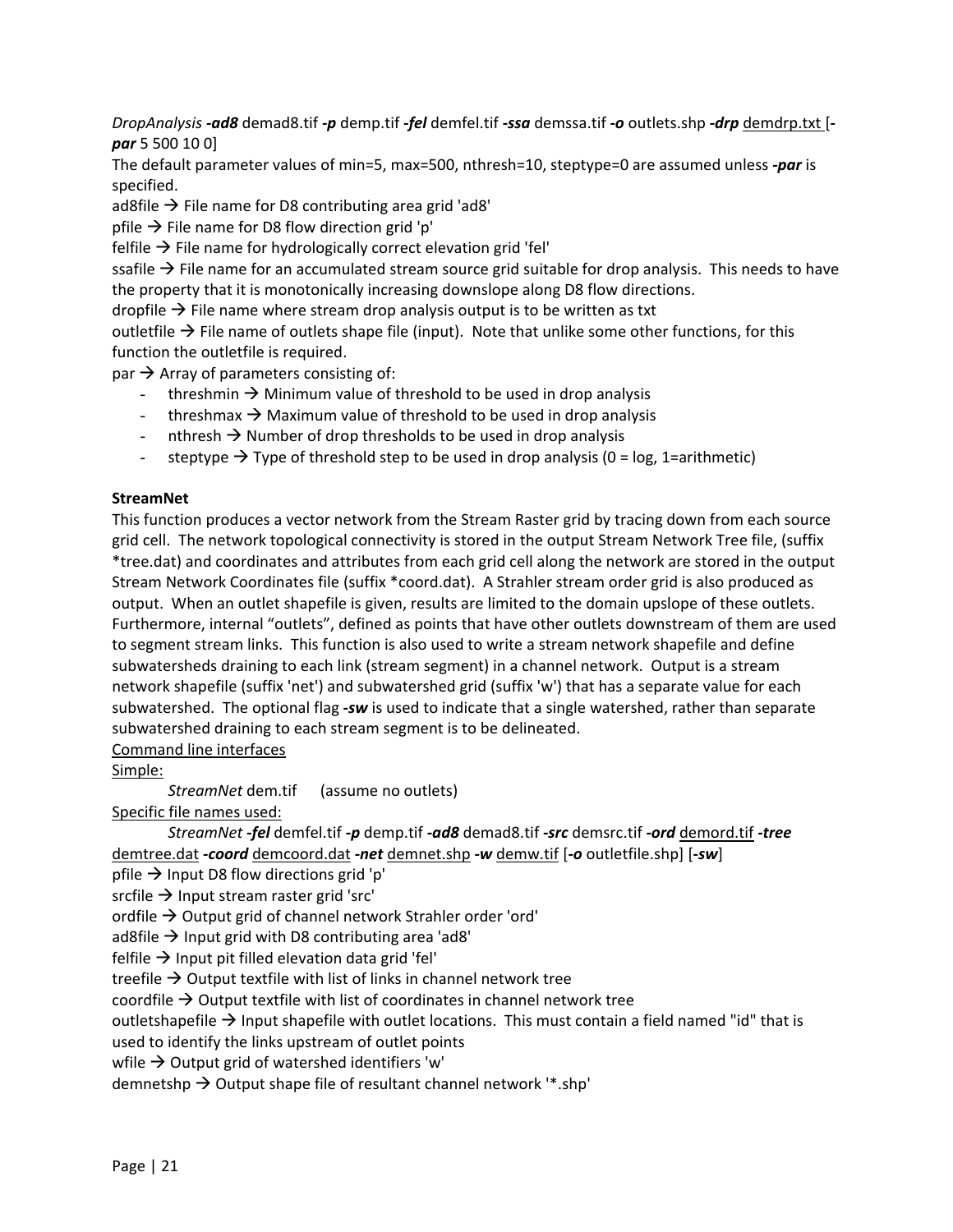*DropAnalysis* ***-ad8*** demad8.tif ***-p*** demp.tif ***-fel*** demfel.tif ***-ssa*** demssa.tif ***-o*** outlets.shp ***-drp*** demdrp.txt [***-par*** 5 500 10 0]

The default parameter values of min=5, max=500, nthresh=10, steptype=0 are assumed unless ***-par*** is specified.

ad8file → File name for D8 contributing area grid 'ad8'

pfile → File name for D8 flow direction grid 'p'

felfile → File name for hydrologically correct elevation grid 'fel'

ssafile → File name for an accumulated stream source grid suitable for drop analysis. This needs to have the property that it is monotonically increasing downslope along D8 flow directions.

dropfile → File name where stream drop analysis output is to be written as txt

outletfile → File name of outlets shape file (input). Note that unlike some other functions, for this function the outletfile is required.

par → Array of parameters consisting of:

- threshmin → Minimum value of threshold to be used in drop analysis
- threshmax → Maximum value of threshold to be used in drop analysis
- nthresh → Number of drop thresholds to be used in drop analysis
- steptype → Type of threshold step to be used in drop analysis (0 = log, 1=arithmetic)

**StreamNet**

This function produces a vector network from the Stream Raster grid by tracing down from each source grid cell. The network topological connectivity is stored in the output Stream Network Tree file, (suffix *tree.dat) and coordinates and attributes from each grid cell along the network are stored in the output Stream Network Coordinates file (suffix *coord.dat). A Strahler stream order grid is also produced as output. When an outlet shapefile is given, results are limited to the domain upslope of these outlets. Furthermore, internal "outlets", defined as points that have other outlets downstream of them are used to segment stream links. This function is also used to write a stream network shapefile and define subwatersheds draining to each link (stream segment) in a channel network. Output is a stream network shapefile (suffix 'net') and subwatershed grid (suffix 'w') that has a separate value for each subwatershed. The optional flag ***-sw*** is used to indicate that a single watershed, rather than separate subwatershed draining to each stream segment is to be delineated.

Command line interfaces

Simple:

*StreamNet* dem.tif (assume no outlets)

Specific file names used:

*StreamNet* ***-fel*** demfel.tif ***-p*** demp.tif ***-ad8*** demad8.tif ***-src*** demsrc.tif ***-ord*** demord.tif ***-tree*** demtree.dat ***-coord*** demcoord.dat ***-net*** demnet.shp ***-w*** demw.tif [***-o*** outletfile.shp] [***-sw***]

pfile → Input D8 flow directions grid 'p'

srcfile → Input stream raster grid 'src'

ordfile → Output grid of channel network Strahler order 'ord'

ad8file → Input grid with D8 contributing area 'ad8'

felfile → Input pit filled elevation data grid 'fel'

treefile → Output textfile with list of links in channel network tree

coordfile → Output textfile with list of coordinates in channel network tree

outletshapefile → Input shapefile with outlet locations. This must contain a field named "id" that is used to identify the links upstream of outlet points

wfile → Output grid of watershed identifiers 'w'

demnetshp → Output shape file of resultant channel network '*.shp'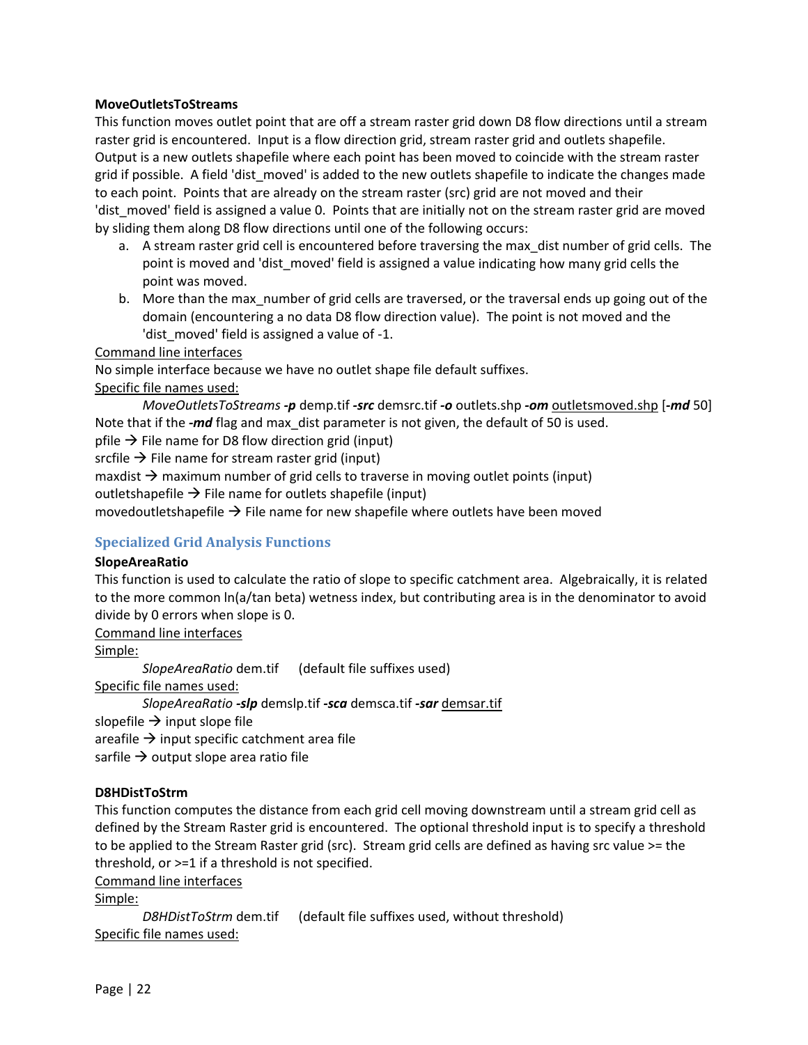**MoveOutletsToStreams**

This function moves outlet point that are off a stream raster grid down D8 flow directions until a stream raster grid is encountered. Input is a flow direction grid, stream raster grid and outlets shapefile. Output is a new outlets shapefile where each point has been moved to coincide with the stream raster grid if possible. A field 'dist_moved' is added to the new outlets shapefile to indicate the changes made to each point. Points that are already on the stream raster (src) grid are not moved and their 'dist_moved' field is assigned a value 0. Points that are initially not on the stream raster grid are moved by sliding them along D8 flow directions until one of the following occurs:

a. A stream raster grid cell is encountered before traversing the max_dist number of grid cells. The point is moved and 'dist_moved' field is assigned a value indicating how many grid cells the point was moved.
b. More than the max_number of grid cells are traversed, or the traversal ends up going out of the domain (encountering a no data D8 flow direction value). The point is not moved and the 'dist_moved' field is assigned a value of -1.

<u>Command line interfaces</u>

No simple interface because we have no outlet shape file default suffixes.

<u>Specific file names used:</u>

*MoveOutletsToStreams* ***-p*** demp.tif ***-src*** demsrc.tif ***-o*** outlets.shp ***-om*** <u>outletsmoved.shp</u> [***-md*** 50]

Note that if the ***-md*** flag and max_dist parameter is not given, the default of 50 is used.

pfile → File name for D8 flow direction grid (input)

srcfile → File name for stream raster grid (input)

maxdist → maximum number of grid cells to traverse in moving outlet points (input)

outletshapefile → File name for outlets shapefile (input)

movedoutletshapefile → File name for new shapefile where outlets have been moved

## Specialized Grid Analysis Functions

**SlopeAreaRatio**

This function is used to calculate the ratio of slope to specific catchment area. Algebraically, it is related to the more common ln(a/tan beta) wetness index, but contributing area is in the denominator to avoid divide by 0 errors when slope is 0.

<u>Command line interfaces</u>

<u>Simple:</u>

*SlopeAreaRatio* dem.tif (default file suffixes used)

<u>Specific file names used:</u>

*SlopeAreaRatio* ***-slp*** demslp.tif ***-sca*** demsca.tif ***-sar*** <u>demsar.tif</u>

slopefile → input slope file

areafile → input specific catchment area file

sarfile → output slope area ratio file

**D8HDistToStrm**

This function computes the distance from each grid cell moving downstream until a stream grid cell as defined by the Stream Raster grid is encountered. The optional threshold input is to specify a threshold to be applied to the Stream Raster grid (src). Stream grid cells are defined as having src value >= the threshold, or >=1 if a threshold is not specified.

<u>Command line interfaces</u>

<u>Simple:</u>

*D8HDistToStrm* dem.tif (default file suffixes used, without threshold)

<u>Specific file names used:</u>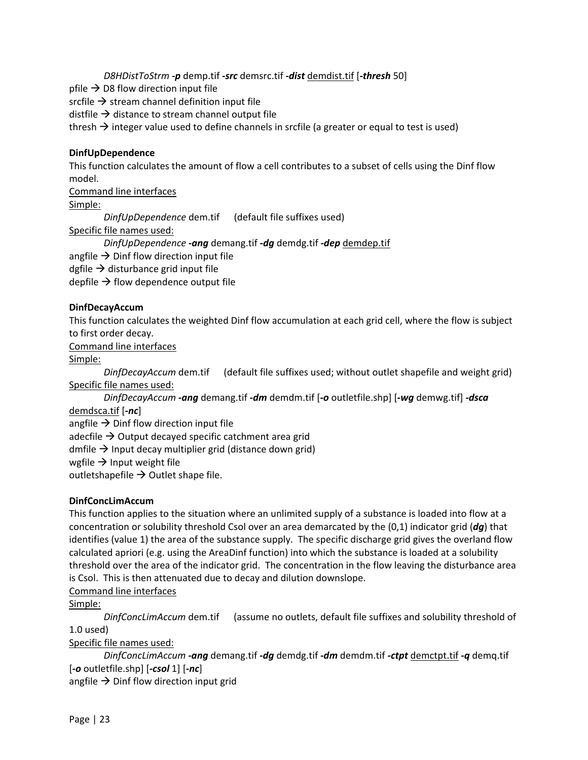*D8HDistToStrm* ***-p*** demp.tif ***-src*** demsrc.tif ***-dist*** demdist.tif [***-thresh*** 50]

pfile → D8 flow direction input file
srcfile → stream channel definition input file
distfile → distance to stream channel output file
thresh → integer value used to define channels in srcfile (a greater or equal to test is used)

**DinfUpDependence**

This function calculates the amount of flow a cell contributes to a subset of cells using the Dinf flow model.

Command line interfaces

Simple:

*DinfUpDependence* dem.tif      (default file suffixes used)

Specific file names used:

*DinfUpDependence* ***-ang*** demang.tif ***-dg*** demdg.tif ***-dep*** demdep.tif

angfile → Dinf flow direction input file
dgfile → disturbance grid input file
depfile → flow dependence output file

**DinfDecayAccum**

This function calculates the weighted Dinf flow accumulation at each grid cell, where the flow is subject to first order decay.

Command line interfaces

Simple:

*DinfDecayAccum* dem.tif      (default file suffixes used; without outlet shapefile and weight grid)

Specific file names used:

*DinfDecayAccum* ***-ang*** demang.tif ***-dm*** demdm.tif [***-o*** outletfile.shp] [***-wg*** demwg.tif] ***-dsca*** demdsca.tif [***-nc***]

angfile → Dinf flow direction input file
adecfile → Output decayed specific catchment area grid
dmfile → Input decay multiplier grid (distance down grid)
wgfile → Input weight file
outletshapefile → Outlet shape file.

**DinfConcLimAccum**

This function applies to the situation where an unlimited supply of a substance is loaded into flow at a concentration or solubility threshold Csol over an area demarcated by the (0,1) indicator grid (***dg***) that identifies (value 1) the area of the substance supply. The specific discharge grid gives the overland flow calculated apriori (e.g. using the AreaDinf function) into which the substance is loaded at a solubility threshold over the area of the indicator grid. The concentration in the flow leaving the disturbance area is Csol. This is then attenuated due to decay and dilution downslope.

Command line interfaces

Simple:

*DinfConcLimAccum* dem.tif      (assume no outlets, default file suffixes and solubility threshold of 1.0 used)

Specific file names used:

*DinfConcLimAccum* ***-ang*** demang.tif ***-dg*** demdg.tif ***-dm*** demdm.tif ***-ctpt*** demctpt.tif ***-q*** demq.tif [***-o*** outletfile.shp] [***-csol*** 1] [***-nc***]

angfile → Dinf flow direction input grid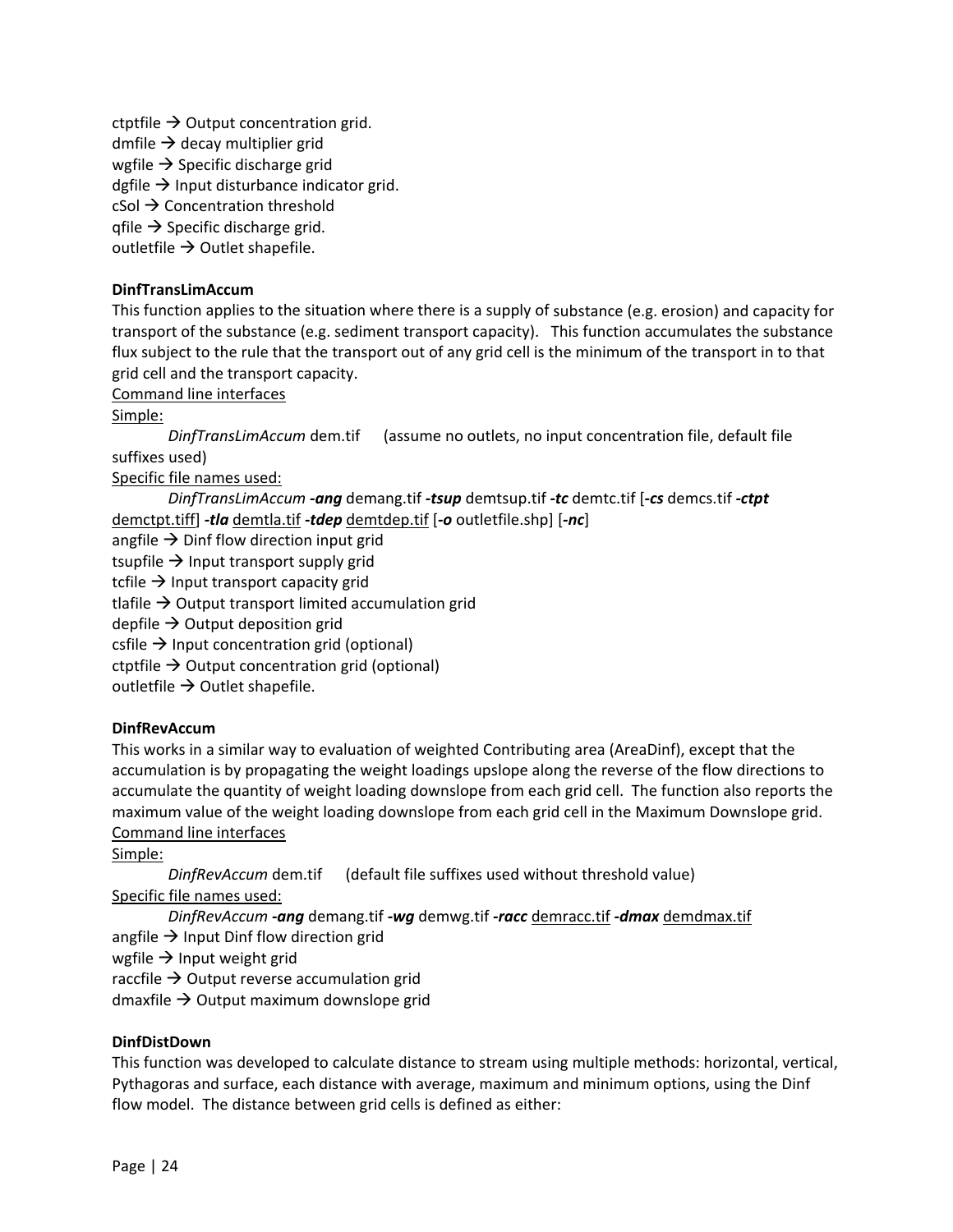ctptfile → Output concentration grid.
dmfile → decay multiplier grid
wgfile → Specific discharge grid
dgfile → Input disturbance indicator grid.
cSol → Concentration threshold
qfile → Specific discharge grid.
outletfile → Outlet shapefile.

**DinfTransLimAccum**

This function applies to the situation where there is a supply of substance (e.g. erosion) and capacity for transport of the substance (e.g. sediment transport capacity). This function accumulates the substance flux subject to the rule that the transport out of any grid cell is the minimum of the transport in to that grid cell and the transport capacity.

Command line interfaces

Simple:

*DinfTransLimAccum* dem.tif (assume no outlets, no input concentration file, default file suffixes used)

Specific file names used:

*DinfTransLimAccum* ***-ang*** demang.tif ***-tsup*** demtsup.tif ***-tc*** demtc.tif [***-cs*** demcs.tif ***-ctpt*** demctpt.tiff] ***-tla*** demtla.tif ***-tdep*** demtdep.tif [***-o*** outletfile.shp] [***-nc***]

angfile → Dinf flow direction input grid
tsupfile → Input transport supply grid
tcfile → Input transport capacity grid
tlafile → Output transport limited accumulation grid
depfile → Output deposition grid
csfile → Input concentration grid (optional)
ctptfile → Output concentration grid (optional)
outletfile → Outlet shapefile.

**DinfRevAccum**

This works in a similar way to evaluation of weighted Contributing area (AreaDinf), except that the accumulation is by propagating the weight loadings upslope along the reverse of the flow directions to accumulate the quantity of weight loading downslope from each grid cell. The function also reports the maximum value of the weight loading downslope from each grid cell in the Maximum Downslope grid.

Command line interfaces

Simple:

*DinfRevAccum* dem.tif (default file suffixes used without threshold value)

Specific file names used:

*DinfRevAccum* ***-ang*** demang.tif ***-wg*** demwg.tif ***-racc*** demracc.tif ***-dmax*** demdmax.tif

angfile → Input Dinf flow direction grid
wgfile → Input weight grid
raccfile → Output reverse accumulation grid
dmaxfile → Output maximum downslope grid

**DinfDistDown**

This function was developed to calculate distance to stream using multiple methods: horizontal, vertical, Pythagoras and surface, each distance with average, maximum and minimum options, using the Dinf flow model. The distance between grid cells is defined as either: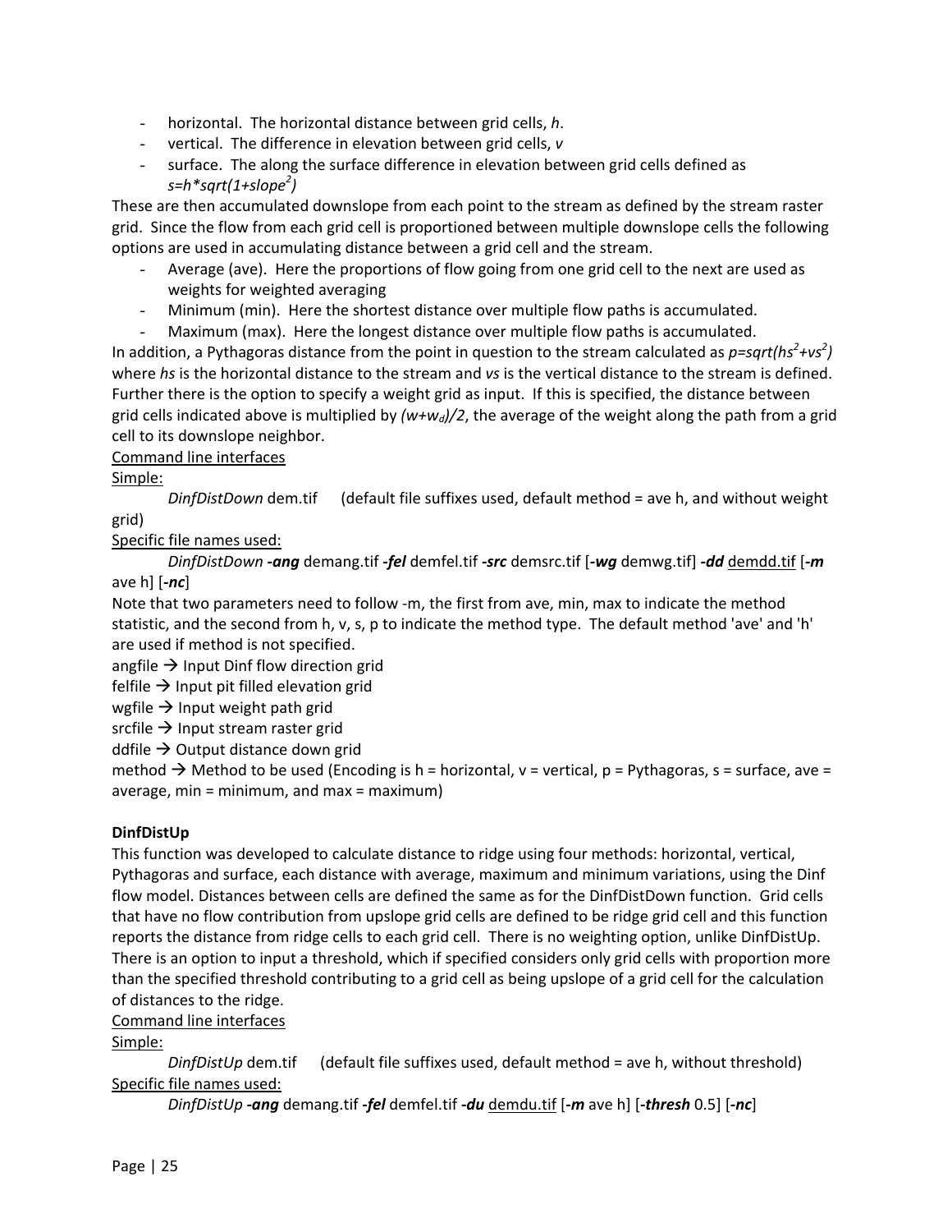- horizontal. The horizontal distance between grid cells, *h*.
- vertical. The difference in elevation between grid cells, *v*
- surface. The along the surface difference in elevation between grid cells defined as $s=h*sqrt(1+slope^2)$

These are then accumulated downslope from each point to the stream as defined by the stream raster grid. Since the flow from each grid cell is proportioned between multiple downslope cells the following options are used in accumulating distance between a grid cell and the stream.

- Average (ave). Here the proportions of flow going from one grid cell to the next are used as weights for weighted averaging
- Minimum (min). Here the shortest distance over multiple flow paths is accumulated.
- Maximum (max). Here the longest distance over multiple flow paths is accumulated.

In addition, a Pythagoras distance from the point in question to the stream calculated as $p=sqrt(hs^2+vs^2)$ where *hs* is the horizontal distance to the stream and *vs* is the vertical distance to the stream is defined. Further there is the option to specify a weight grid as input. If this is specified, the distance between grid cells indicated above is multiplied by $(w+w_d)/2$, the average of the weight along the path from a grid cell to its downslope neighbor.

Command line interfaces

Simple:

*DinfDistDown* dem.tif (default file suffixes used, default method = ave h, and without weight grid)

Specific file names used:

*DinfDistDown* ***-ang*** demang.tif ***-fel*** demfel.tif ***-src*** demsrc.tif [***-wg*** demwg.tif] ***-dd*** demdd.tif [***-m*** ave h] [***-nc***]

Note that two parameters need to follow -m, the first from ave, min, max to indicate the method statistic, and the second from h, v, s, p to indicate the method type. The default method 'ave' and 'h' are used if method is not specified.

angfile → Input Dinf flow direction grid
felfile → Input pit filled elevation grid
wgfile → Input weight path grid
srcfile → Input stream raster grid
ddfile → Output distance down grid
method → Method to be used (Encoding is h = horizontal, v = vertical, p = Pythagoras, s = surface, ave = average, min = minimum, and max = maximum)

**DinfDistUp**

This function was developed to calculate distance to ridge using four methods: horizontal, vertical, Pythagoras and surface, each distance with average, maximum and minimum variations, using the Dinf flow model. Distances between cells are defined the same as for the DinfDistDown function. Grid cells that have no flow contribution from upslope grid cells are defined to be ridge grid cell and this function reports the distance from ridge cells to each grid cell. There is no weighting option, unlike DinfDistUp. There is an option to input a threshold, which if specified considers only grid cells with proportion more than the specified threshold contributing to a grid cell as being upslope of a grid cell for the calculation of distances to the ridge.

Command line interfaces

Simple:

*DinfDistUp* dem.tif (default file suffixes used, default method = ave h, without threshold)

Specific file names used:

*DinfDistUp* ***-ang*** demang.tif ***-fel*** demfel.tif ***-du*** demdu.tif [***-m*** ave h] [***-thresh*** 0.5] [***-nc***]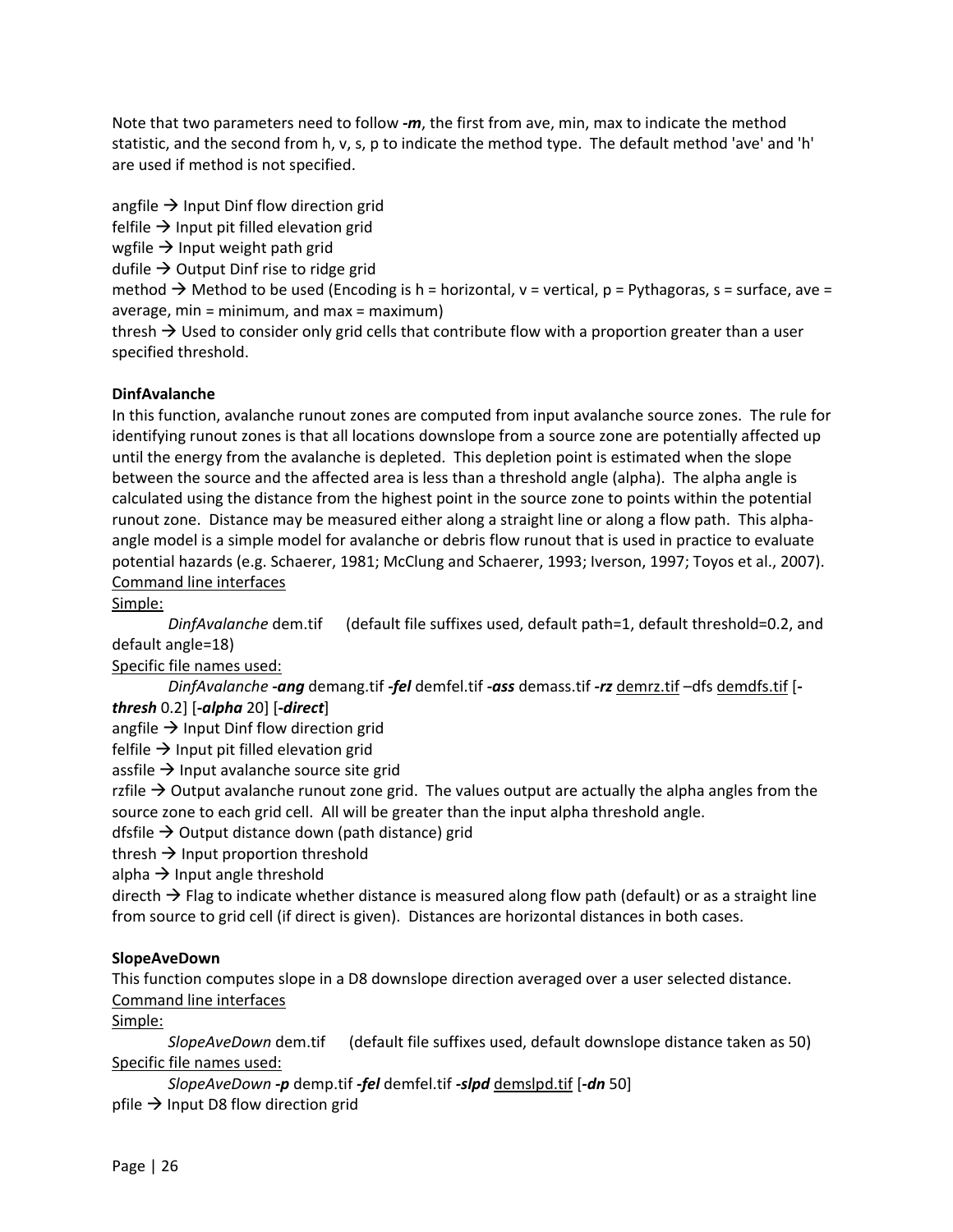Note that two parameters need to follow ***-m***, the first from ave, min, max to indicate the method statistic, and the second from h, v, s, p to indicate the method type. The default method 'ave' and 'h' are used if method is not specified.

angfile → Input Dinf flow direction grid
felfile → Input pit filled elevation grid
wgfile → Input weight path grid
dufile → Output Dinf rise to ridge grid
method → Method to be used (Encoding is h = horizontal, v = vertical, p = Pythagoras, s = surface, ave = average, min = minimum, and max = maximum)
thresh → Used to consider only grid cells that contribute flow with a proportion greater than a user specified threshold.

**DinfAvalanche**

In this function, avalanche runout zones are computed from input avalanche source zones. The rule for identifying runout zones is that all locations downslope from a source zone are potentially affected up until the energy from the avalanche is depleted. This depletion point is estimated when the slope between the source and the affected area is less than a threshold angle (alpha). The alpha angle is calculated using the distance from the highest point in the source zone to points within the potential runout zone. Distance may be measured either along a straight line or along a flow path. This alpha-angle model is a simple model for avalanche or debris flow runout that is used in practice to evaluate potential hazards (e.g. Schaerer, 1981; McClung and Schaerer, 1993; Iverson, 1997; Toyos et al., 2007).

Command line interfaces

Simple:

*DinfAvalanche* dem.tif (default file suffixes used, default path=1, default threshold=0.2, and default angle=18)

Specific file names used:

*DinfAvalanche* ***-ang*** demang.tif ***-fel*** demfel.tif ***-ass*** demass.tif ***-rz*** demrz.tif –dfs demdfs.tif [***-thresh*** 0.2] [***-alpha*** 20] [***-direct***]

angfile → Input Dinf flow direction grid
felfile → Input pit filled elevation grid
assfile → Input avalanche source site grid
rzfile → Output avalanche runout zone grid. The values output are actually the alpha angles from the source zone to each grid cell. All will be greater than the input alpha threshold angle.
dfsfile → Output distance down (path distance) grid
thresh → Input proportion threshold
alpha → Input angle threshold
directh → Flag to indicate whether distance is measured along flow path (default) or as a straight line from source to grid cell (if direct is given). Distances are horizontal distances in both cases.

**SlopeAveDown**

This function computes slope in a D8 downslope direction averaged over a user selected distance.

Command line interfaces

Simple:

*SlopeAveDown* dem.tif (default file suffixes used, default downslope distance taken as 50)

Specific file names used:

*SlopeAveDown* ***-p*** demp.tif ***-fel*** demfel.tif ***-slpd*** demslpd.tif [***-dn*** 50]

pfile → Input D8 flow direction grid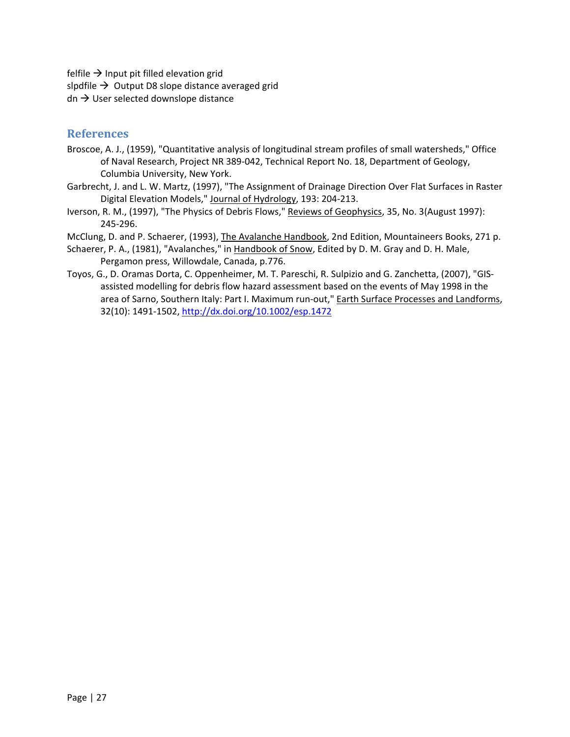felfile → Input pit filled elevation grid
slpdfile → Output D8 slope distance averaged grid
dn → User selected downslope distance

## References

Broscoe, A. J., (1959), "Quantitative analysis of longitudinal stream profiles of small watersheds," Office of Naval Research, Project NR 389-042, Technical Report No. 18, Department of Geology, Columbia University, New York.

Garbrecht, J. and L. W. Martz, (1997), "The Assignment of Drainage Direction Over Flat Surfaces in Raster Digital Elevation Models," Journal of Hydrology, 193: 204-213.

Iverson, R. M., (1997), "The Physics of Debris Flows," Reviews of Geophysics, 35, No. 3(August 1997): 245-296.

McClung, D. and P. Schaerer, (1993), The Avalanche Handbook, 2nd Edition, Mountaineers Books, 271 p.

Schaerer, P. A., (1981), "Avalanches," in Handbook of Snow, Edited by D. M. Gray and D. H. Male, Pergamon press, Willowdale, Canada, p.776.

Toyos, G., D. Oramas Dorta, C. Oppenheimer, M. T. Pareschi, R. Sulpizio and G. Zanchetta, (2007), "GIS-assisted modelling for debris flow hazard assessment based on the events of May 1998 in the area of Sarno, Southern Italy: Part I. Maximum run-out," Earth Surface Processes and Landforms, 32(10): 1491-1502, http://dx.doi.org/10.1002/esp.1472